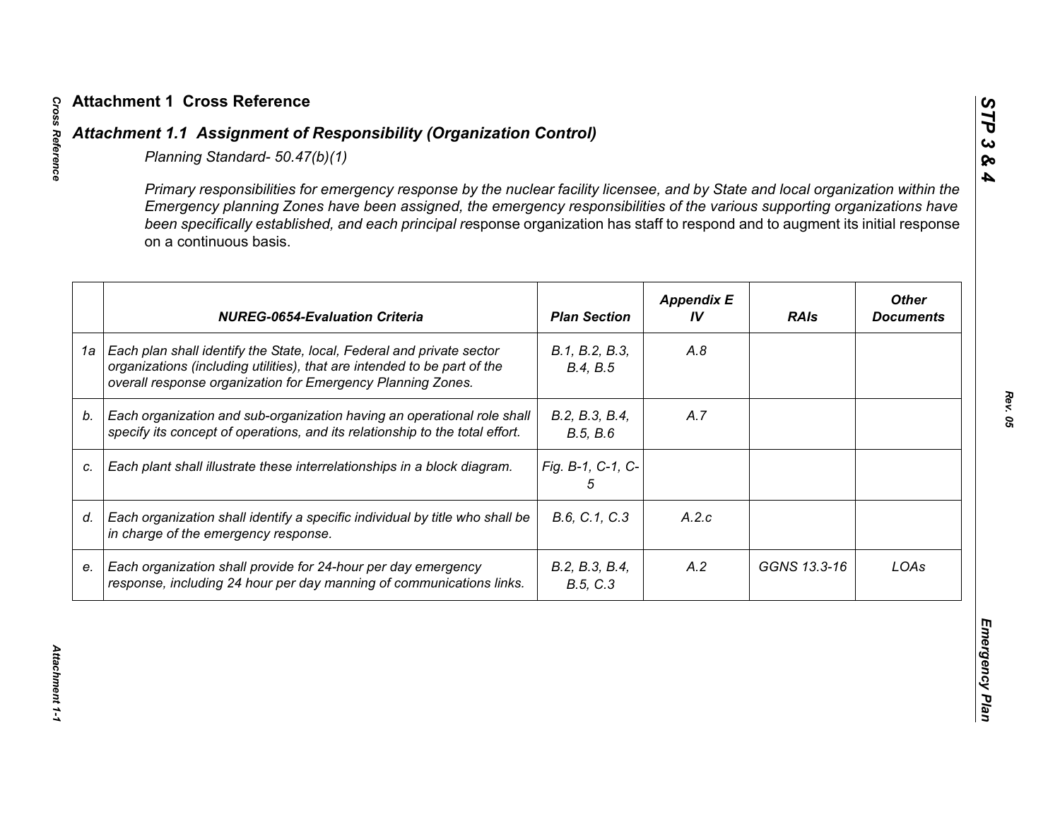# Attachment 1 Cross Reference

## *Attachment 1.1 Assignment of Responsibility (Organization Control)*

*Planning Standard- 50.47(b)(1)*

*Primary responsibilities for emergency response by the nuclear facility licensee, and by State and local organization within the Emergency planning Zones have been assigned, the emergency responsibilities of the various supporting organizations have been specifically established, and each principal re*sponse organization has staff to respond and to augment its initial response on a continuous basis.

| | *NUREG-0654-Evaluation Criteria* | *Plan Section* | *Appendix E IV* | *RAIs* | *Other Documents* |
|---|---|---|---|---|---|
| 1a | *Each plan shall identify the State, local, Federal and private sector organizations (including utilities), that are intended to be part of the overall response organization for Emergency Planning Zones.* | *B.1, B.2, B.3, B.4, B.5* | *A.8* | | |
| *b.* | *Each organization and sub-organization having an operational role shall specify its concept of operations, and its relationship to the total effort.* | *B.2, B.3, B.4, B.5, B.6* | *A.7* | | |
| *c.* | *Each plant shall illustrate these interrelationships in a block diagram.* | *Fig. B-1, C-1, C-5* | | | |
| *d.* | *Each organization shall identify a specific individual by title who shall be in charge of the emergency response.* | *B.6, C.1, C.3* | *A.2.c* | | |
| *e.* | *Each organization shall provide for 24-hour per day emergency response, including 24 hour per day manning of communications links.* | *B.2, B.3, B.4, B.5, C.3* | *A.2* | *GGNS 13.3-16* | *LOAs* |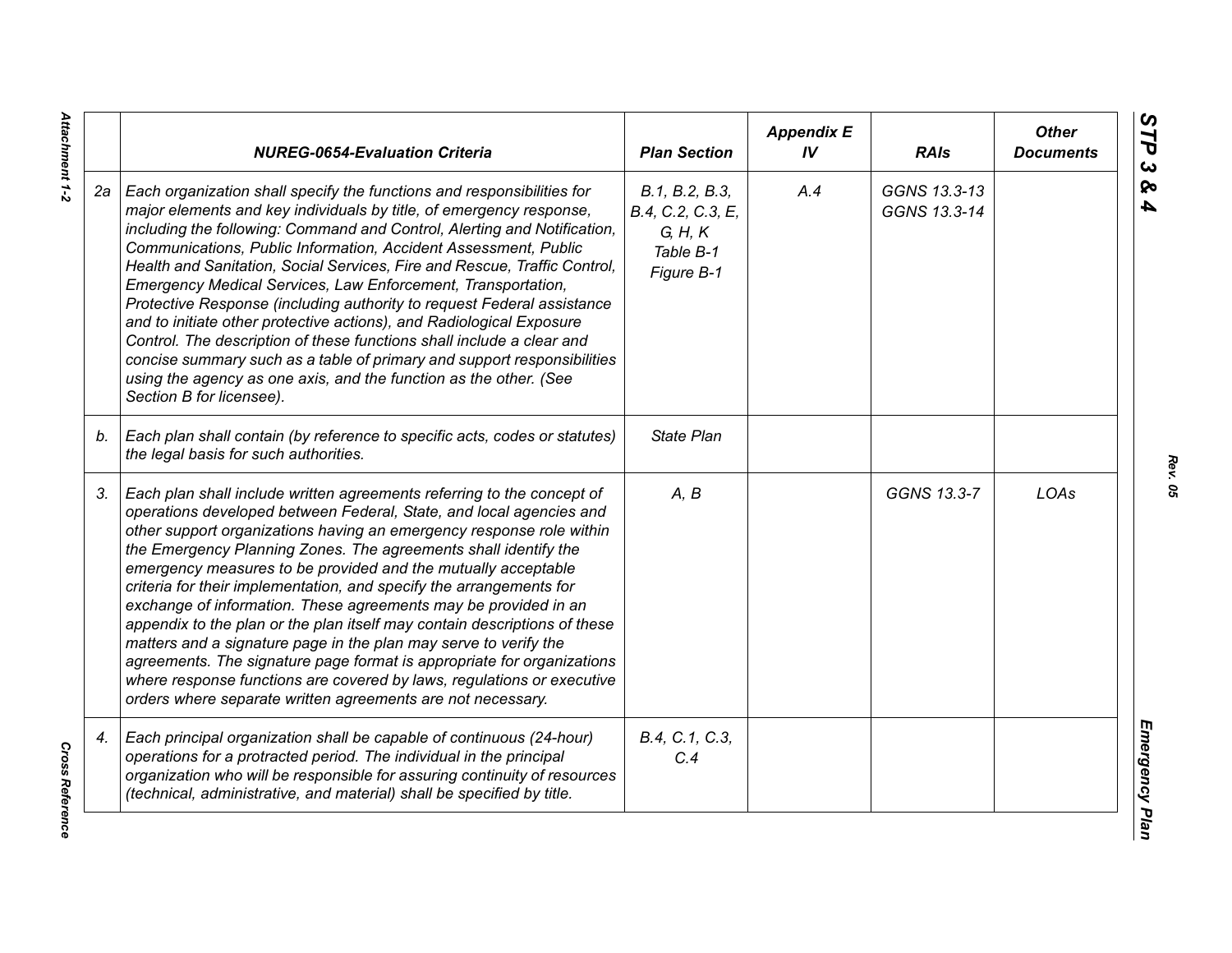| | NUREG-0654-Evaluation Criteria | Plan Section | Appendix E IV | RAIs | Other Documents |
|---|---|---|---|---|---|
| 2a | *Each organization shall specify the functions and responsibilities for major elements and key individuals by title, of emergency response, including the following: Command and Control, Alerting and Notification, Communications, Public Information, Accident Assessment, Public Health and Sanitation, Social Services, Fire and Rescue, Traffic Control, Emergency Medical Services, Law Enforcement, Transportation, Protective Response (including authority to request Federal assistance and to initiate other protective actions), and Radiological Exposure Control. The description of these functions shall include a clear and concise summary such as a table of primary and support responsibilities using the agency as one axis, and the function as the other. (See Section B for licensee).* | *B.1, B.2, B.3, B.4, C.2, C.3, E, G, H, K Table B-1 Figure B-1* | *A.4* | *GGNS 13.3-13 GGNS 13.3-14* | |
| *b.* | *Each plan shall contain (by reference to specific acts, codes or statutes) the legal basis for such authorities.* | *State Plan* | | | |
| *3.* | *Each plan shall include written agreements referring to the concept of operations developed between Federal, State, and local agencies and other support organizations having an emergency response role within the Emergency Planning Zones. The agreements shall identify the emergency measures to be provided and the mutually acceptable criteria for their implementation, and specify the arrangements for exchange of information. These agreements may be provided in an appendix to the plan or the plan itself may contain descriptions of these matters and a signature page in the plan may serve to verify the agreements. The signature page format is appropriate for organizations where response functions are covered by laws, regulations or executive orders where separate written agreements are not necessary.* | *A, B* | | *GGNS 13.3-7* | *LOAs* |
| *4.* | *Each principal organization shall be capable of continuous (24-hour) operations for a protracted period. The individual in the principal organization who will be responsible for assuring continuity of resources (technical, administrative, and material) shall be specified by title.* | *B.4, C.1, C.3, C.4* | | | |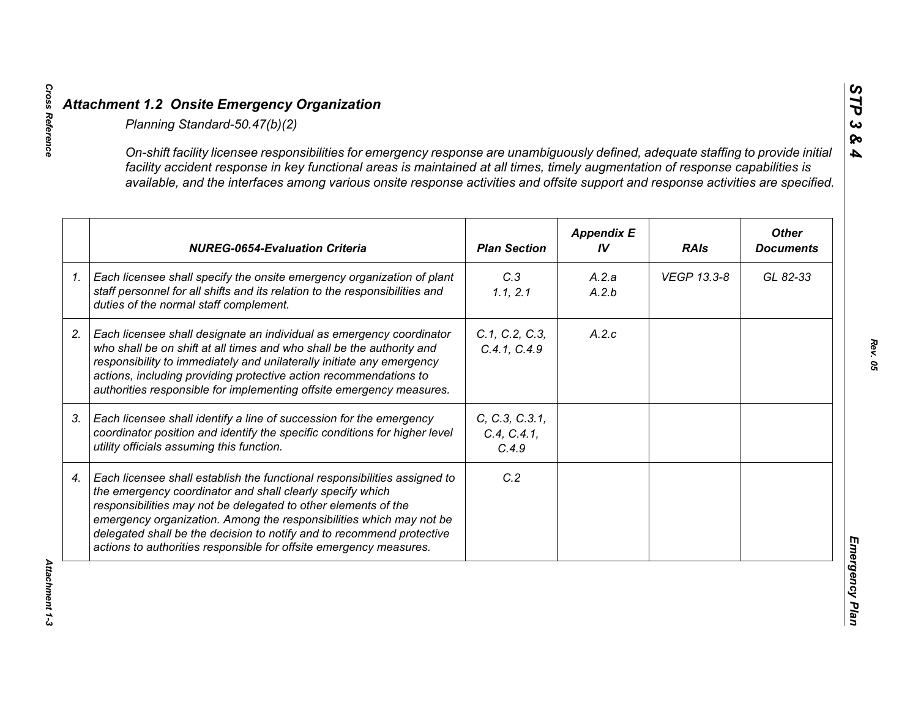## *Attachment 1.2 Onsite Emergency Organization*

*Planning Standard-50.47(b)(2)*

*On-shift facility licensee responsibilities for emergency response are unambiguously defined, adequate staffing to provide initial facility accident response in key functional areas is maintained at all times, timely augmentation of response capabilities is available, and the interfaces among various onsite response activities and offsite support and response activities are specified.*

| | NUREG-0654-Evaluation Criteria | Plan Section | Appendix E IV | RAIs | Other Documents |
|---|---|---|---|---|---|
| 1. | *Each licensee shall specify the onsite emergency organization of plant staff personnel for all shifts and its relation to the responsibilities and duties of the normal staff complement.* | C.3<br>1.1, 2.1 | A.2.a<br>A.2.b | VEGP 13.3-8 | GL 82-33 |
| 2. | *Each licensee shall designate an individual as emergency coordinator who shall be on shift at all times and who shall be the authority and responsibility to immediately and unilaterally initiate any emergency actions, including providing protective action recommendations to authorities responsible for implementing offsite emergency measures.* | C.1, C.2, C.3, C.4.1, C.4.9 | A.2.c | | |
| 3. | *Each licensee shall identify a line of succession for the emergency coordinator position and identify the specific conditions for higher level utility officials assuming this function.* | C, C.3, C.3.1, C.4, C.4.1, C.4.9 | | | |
| 4. | *Each licensee shall establish the functional responsibilities assigned to the emergency coordinator and shall clearly specify which responsibilities may not be delegated to other elements of the emergency organization. Among the responsibilities which may not be delegated shall be the decision to notify and to recommend protective actions to authorities responsible for offsite emergency measures.* | C.2 | | | |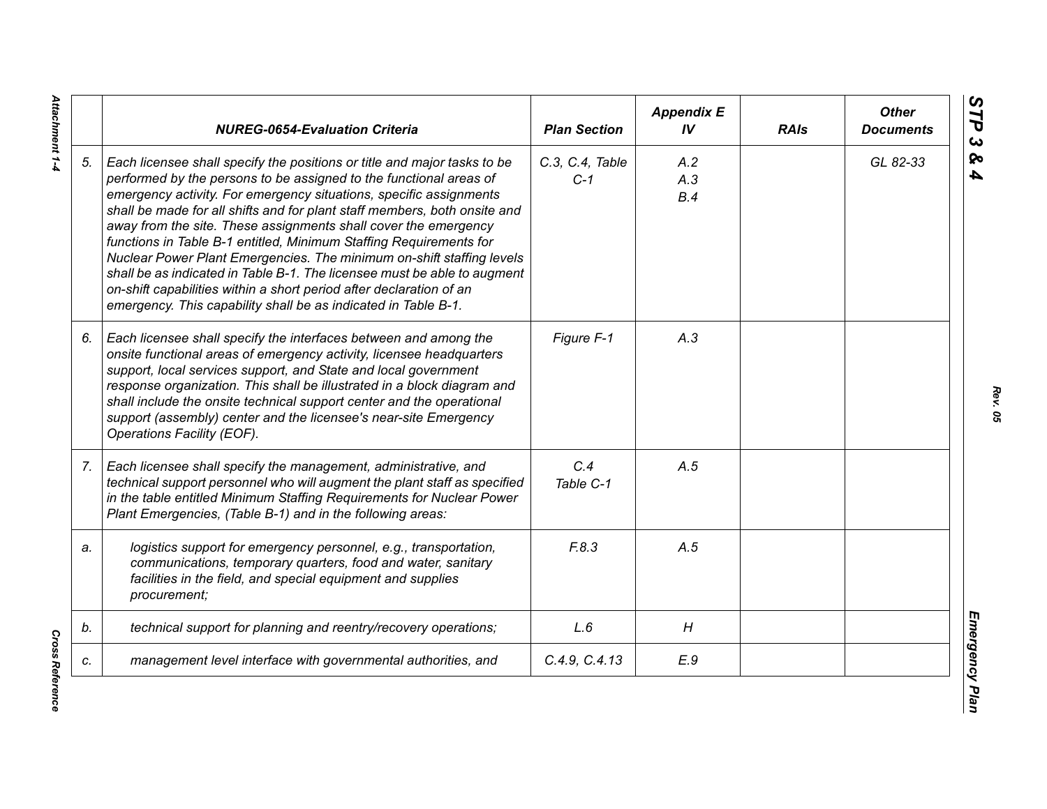| | NUREG-0654-Evaluation Criteria | Plan Section | Appendix E IV | RAIs | Other Documents |
|---|---|---|---|---|---|
| 5. | *Each licensee shall specify the positions or title and major tasks to be performed by the persons to be assigned to the functional areas of emergency activity. For emergency situations, specific assignments shall be made for all shifts and for plant staff members, both onsite and away from the site. These assignments shall cover the emergency functions in Table B-1 entitled, Minimum Staffing Requirements for Nuclear Power Plant Emergencies. The minimum on-shift staffing levels shall be as indicated in Table B-1. The licensee must be able to augment on-shift capabilities within a short period after declaration of an emergency. This capability shall be as indicated in Table B-1.* | C.3, C.4, Table C-1 | A.2<br>A.3<br>B.4 | | GL 82-33 |
| 6. | *Each licensee shall specify the interfaces between and among the onsite functional areas of emergency activity, licensee headquarters support, local services support, and State and local government response organization. This shall be illustrated in a block diagram and shall include the onsite technical support center and the operational support (assembly) center and the licensee's near-site Emergency Operations Facility (EOF).* | Figure F-1 | A.3 | | |
| 7. | *Each licensee shall specify the management, administrative, and technical support personnel who will augment the plant staff as specified in the table entitled Minimum Staffing Requirements for Nuclear Power Plant Emergencies, (Table B-1) and in the following areas:* | C.4<br>Table C-1 | A.5 | | |
| a. | *logistics support for emergency personnel, e.g., transportation, communications, temporary quarters, food and water, sanitary facilities in the field, and special equipment and supplies procurement;* | F.8.3 | A.5 | | |
| b. | *technical support for planning and reentry/recovery operations;* | L.6 | H | | |
| c. | *management level interface with governmental authorities, and* | C.4.9, C.4.13 | E.9 | | |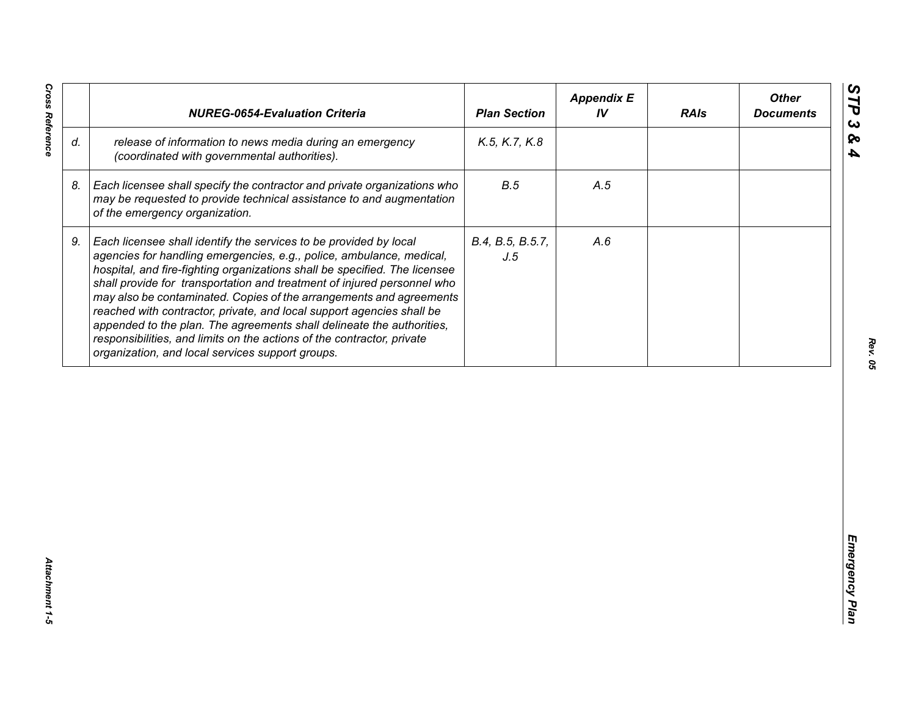| | *NUREG-0654-Evaluation Criteria* | *Plan Section* | *Appendix E IV* | *RAIs* | *Other Documents* |
|---|---|---|---|---|---|
| *d.* | *release of information to news media during an emergency (coordinated with governmental authorities).* | *K.5, K.7, K.8* | | | |
| *8.* | *Each licensee shall specify the contractor and private organizations who may be requested to provide technical assistance to and augmentation of the emergency organization.* | *B.5* | *A.5* | | |
| *9.* | *Each licensee shall identify the services to be provided by local agencies for handling emergencies, e.g., police, ambulance, medical, hospital, and fire-fighting organizations shall be specified. The licensee shall provide for transportation and treatment of injured personnel who may also be contaminated. Copies of the arrangements and agreements reached with contractor, private, and local support agencies shall be appended to the plan. The agreements shall delineate the authorities, responsibilities, and limits on the actions of the contractor, private organization, and local services support groups.* | *B.4, B.5, B.5.7, J.5* | *A.6* | | |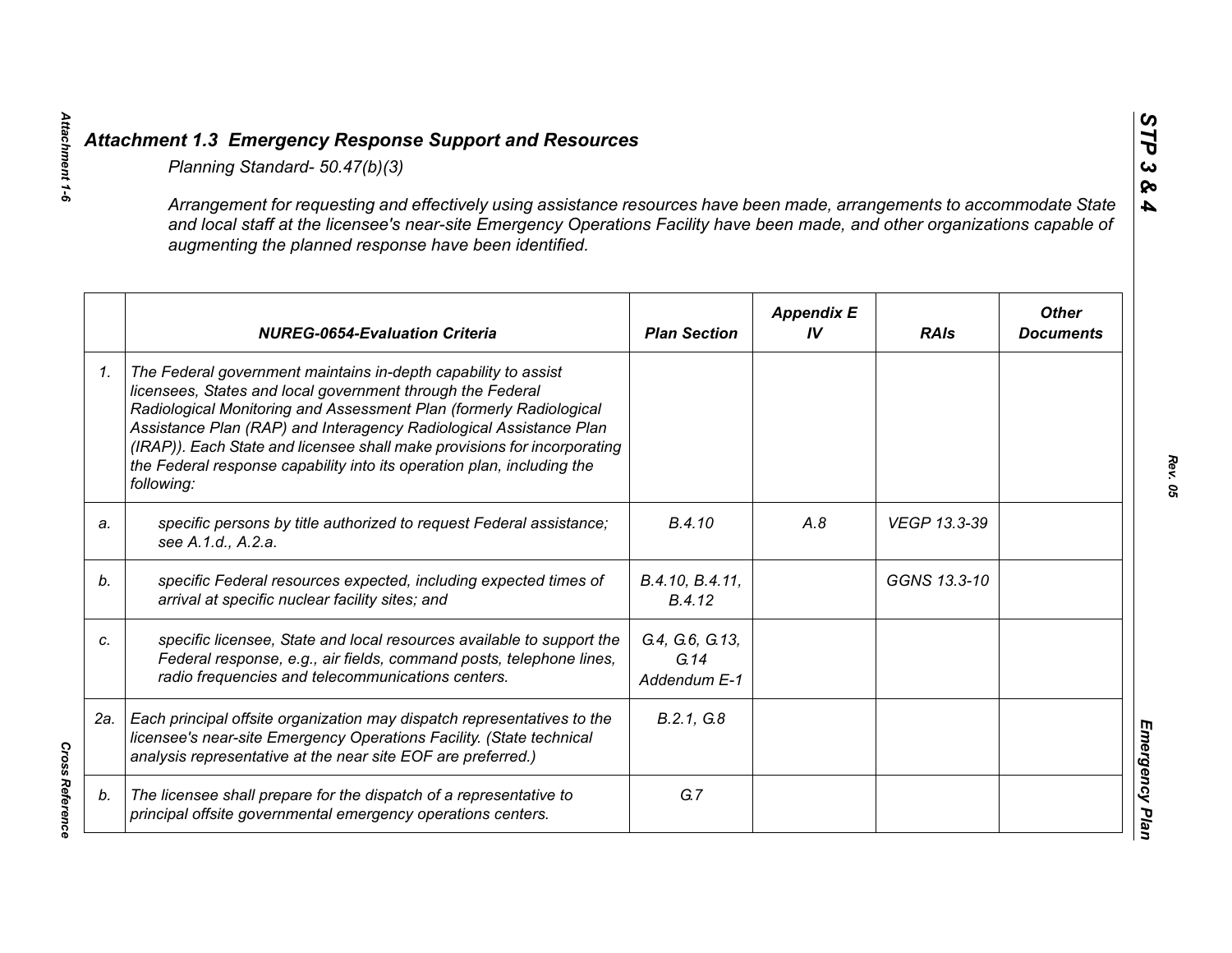## *Attachment 1.3 Emergency Response Support and Resources*

*Planning Standard- 50.47(b)(3)*

*Arrangement for requesting and effectively using assistance resources have been made, arrangements to accommodate State and local staff at the licensee's near-site Emergency Operations Facility have been made, and other organizations capable of augmenting the planned response have been identified.*

| | NUREG-0654-Evaluation Criteria | Plan Section | Appendix E IV | RAIs | Other Documents |
|---|---|---|---|---|---|
| 1. | The Federal government maintains in-depth capability to assist licensees, States and local government through the Federal Radiological Monitoring and Assessment Plan (formerly Radiological Assistance Plan (RAP) and Interagency Radiological Assistance Plan (IRAP)). Each State and licensee shall make provisions for incorporating the Federal response capability into its operation plan, including the following: | | | | |
| a. | specific persons by title authorized to request Federal assistance; see A.1.d., A.2.a. | B.4.10 | A.8 | VEGP 13.3-39 | |
| b. | specific Federal resources expected, including expected times of arrival at specific nuclear facility sites; and | B.4.10, B.4.11, B.4.12 | | GGNS 13.3-10 | |
| c. | specific licensee, State and local resources available to support the Federal response, e.g., air fields, command posts, telephone lines, radio frequencies and telecommunications centers. | G.4, G.6, G.13, G.14 Addendum E-1 | | | |
| 2a. | Each principal offsite organization may dispatch representatives to the licensee's near-site Emergency Operations Facility. (State technical analysis representative at the near site EOF are preferred.) | B.2.1, G.8 | | | |
| b. | The licensee shall prepare for the dispatch of a representative to principal offsite governmental emergency operations centers. | G.7 | | | |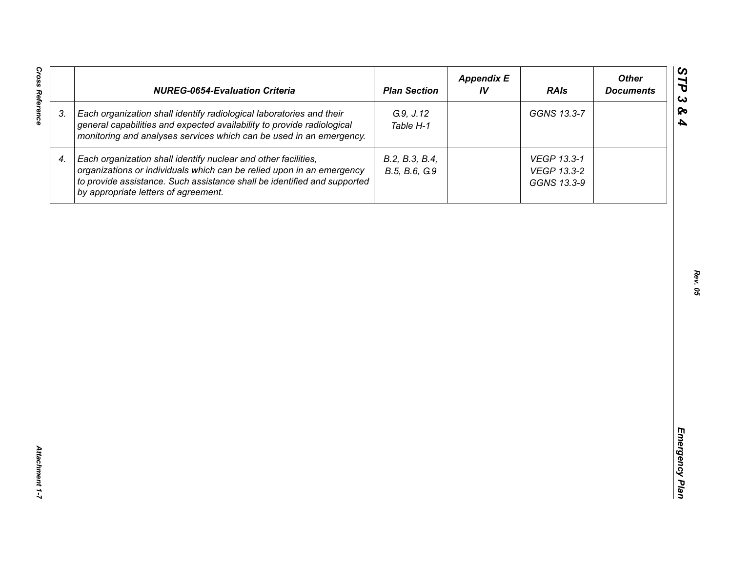| | NUREG-0654-Evaluation Criteria | Plan Section | Appendix E IV | RAIs | Other Documents |
|---|---|---|---|---|---|
| 3. | *Each organization shall identify radiological laboratories and their general capabilities and expected availability to provide radiological monitoring and analyses services which can be used in an emergency.* | G.9, J.12 Table H-1 | | GGNS 13.3-7 | |
| 4. | *Each organization shall identify nuclear and other facilities, organizations or individuals which can be relied upon in an emergency to provide assistance. Such assistance shall be identified and supported by appropriate letters of agreement.* | B.2, B.3, B.4, B.5, B.6, G.9 | | VEGP 13.3-1 VEGP 13.3-2 GGNS 13.3-9 | |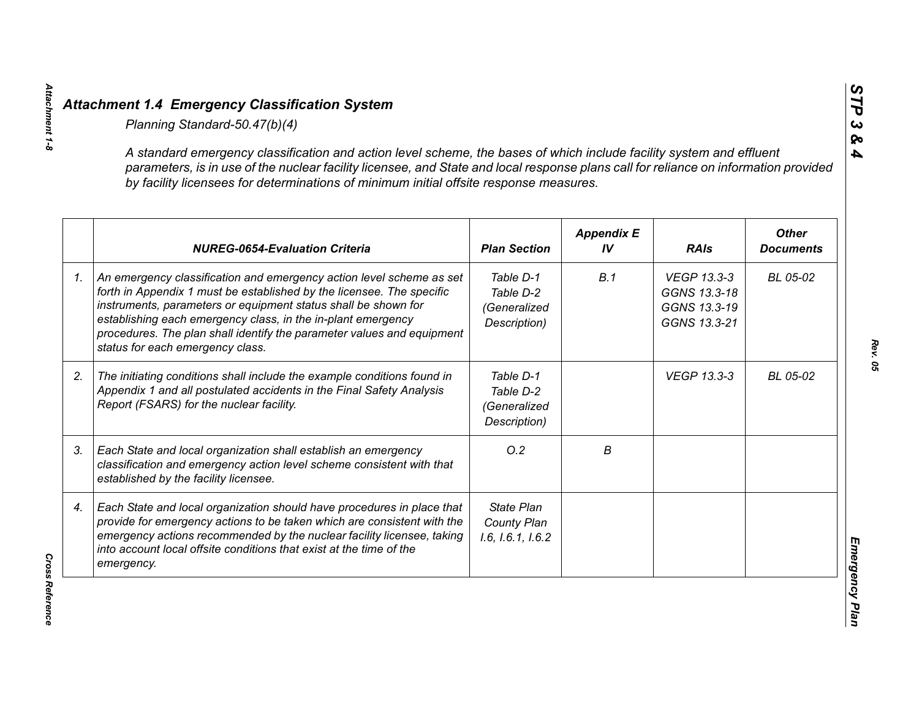## *Attachment 1.4 Emergency Classification System*

*Planning Standard-50.47(b)(4)*

*A standard emergency classification and action level scheme, the bases of which include facility system and effluent parameters, is in use of the nuclear facility licensee, and State and local response plans call for reliance on information provided by facility licensees for determinations of minimum initial offsite response measures.*

| | NUREG-0654-Evaluation Criteria | Plan Section | Appendix E IV | RAIs | Other Documents |
|---|---|---|---|---|---|
| 1. | An emergency classification and emergency action level scheme as set forth in Appendix 1 must be established by the licensee. The specific instruments, parameters or equipment status shall be shown for establishing each emergency class, in the in-plant emergency procedures. The plan shall identify the parameter values and equipment status for each emergency class. | Table D-1<br>Table D-2<br>(Generalized Description) | B.1 | VEGP 13.3-3<br>GGNS 13.3-18<br>GGNS 13.3-19<br>GGNS 13.3-21 | BL 05-02 |
| 2. | The initiating conditions shall include the example conditions found in Appendix 1 and all postulated accidents in the Final Safety Analysis Report (FSARS) for the nuclear facility. | Table D-1<br>Table D-2<br>(Generalized Description) | | VEGP 13.3-3 | BL 05-02 |
| 3. | Each State and local organization shall establish an emergency classification and emergency action level scheme consistent with that established by the facility licensee. | O.2 | B | | |
| 4. | Each State and local organization should have procedures in place that provide for emergency actions to be taken which are consistent with the emergency actions recommended by the nuclear facility licensee, taking into account local offsite conditions that exist at the time of the emergency. | State Plan<br>County Plan<br>I.6, I.6.1, I.6.2 | | | |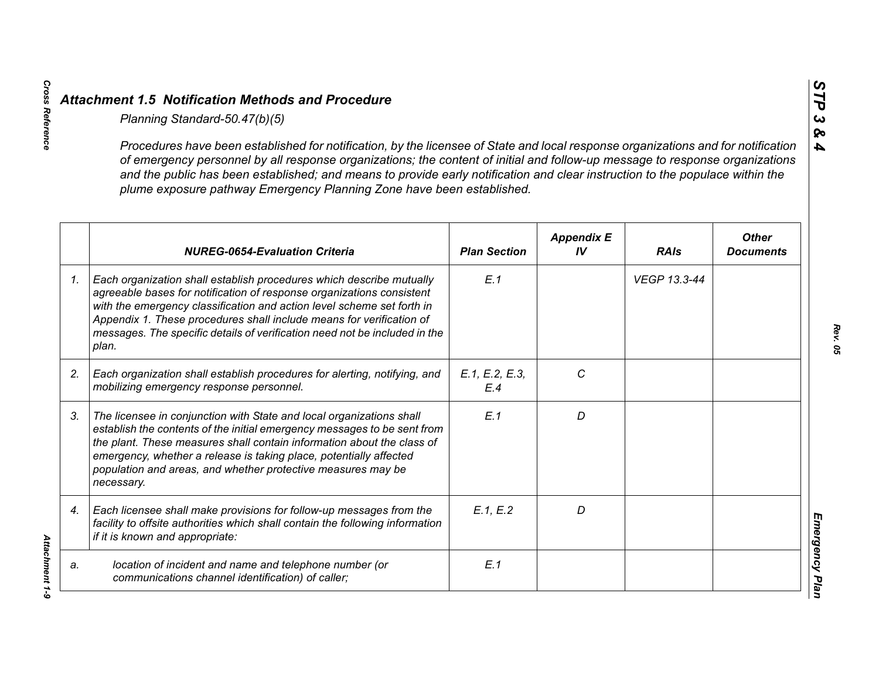## *Attachment 1.5 Notification Methods and Procedure*

*Planning Standard-50.47(b)(5)*

*Procedures have been established for notification, by the licensee of State and local response organizations and for notification of emergency personnel by all response organizations; the content of initial and follow-up message to response organizations and the public has been established; and means to provide early notification and clear instruction to the populace within the plume exposure pathway Emergency Planning Zone have been established.*

| | NUREG-0654-Evaluation Criteria | Plan Section | Appendix E IV | RAIs | Other Documents |
|---|---|---|---|---|---|
| 1. | Each organization shall establish procedures which describe mutually agreeable bases for notification of response organizations consistent with the emergency classification and action level scheme set forth in Appendix 1. These procedures shall include means for verification of messages. The specific details of verification need not be included in the plan. | E.1 | | VEGP 13.3-44 | |
| 2. | Each organization shall establish procedures for alerting, notifying, and mobilizing emergency response personnel. | E.1, E.2, E.3, E.4 | C | | |
| 3. | The licensee in conjunction with State and local organizations shall establish the contents of the initial emergency messages to be sent from the plant. These measures shall contain information about the class of emergency, whether a release is taking place, potentially affected population and areas, and whether protective measures may be necessary. | E.1 | D | | |
| 4. | Each licensee shall make provisions for follow-up messages from the facility to offsite authorities which shall contain the following information if it is known and appropriate: | E.1, E.2 | D | | |
| a. | location of incident and name and telephone number (or communications channel identification) of caller; | E.1 | | | |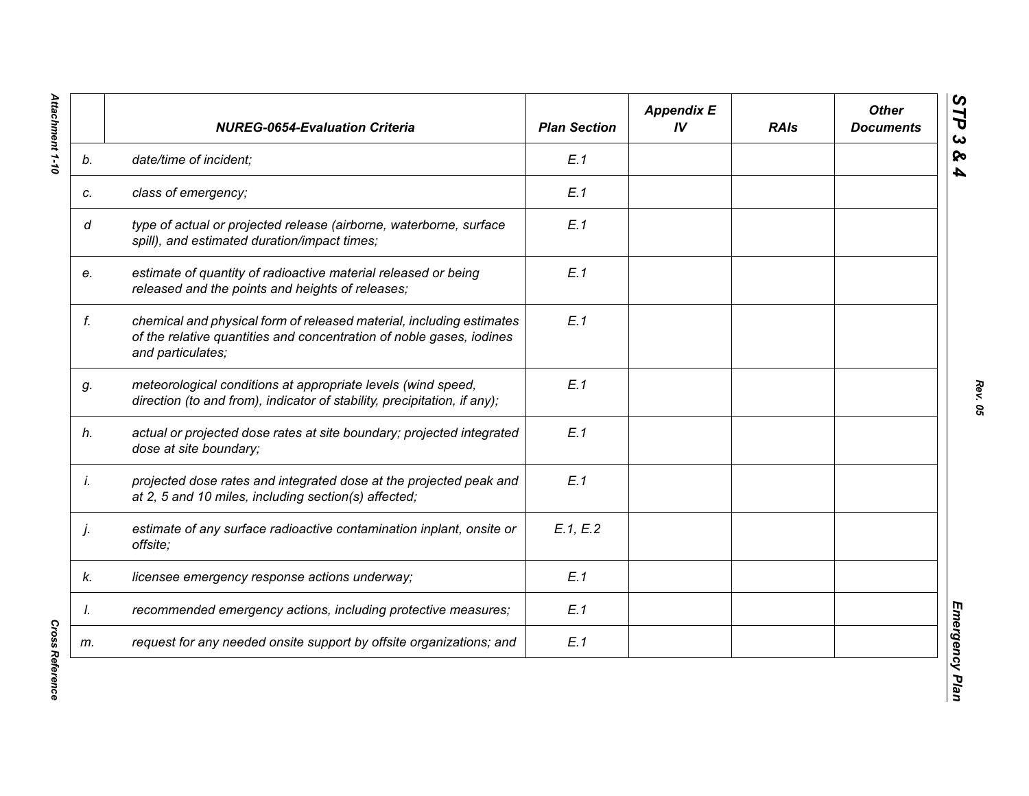| | NUREG-0654-Evaluation Criteria | Plan Section | Appendix E IV | RAIs | Other Documents |
|---|---|---|---|---|---|
| b. | *date/time of incident;* | E.1 | | | |
| c. | *class of emergency;* | E.1 | | | |
| d | *type of actual or projected release (airborne, waterborne, surface spill), and estimated duration/impact times;* | E.1 | | | |
| e. | *estimate of quantity of radioactive material released or being released and the points and heights of releases;* | E.1 | | | |
| f. | *chemical and physical form of released material, including estimates of the relative quantities and concentration of noble gases, iodines and particulates;* | E.1 | | | |
| g. | *meteorological conditions at appropriate levels (wind speed, direction (to and from), indicator of stability, precipitation, if any);* | E.1 | | | |
| h. | *actual or projected dose rates at site boundary; projected integrated dose at site boundary;* | E.1 | | | |
| i. | *projected dose rates and integrated dose at the projected peak and at 2, 5 and 10 miles, including section(s) affected;* | E.1 | | | |
| j. | *estimate of any surface radioactive contamination inplant, onsite or offsite;* | E.1, E.2 | | | |
| k. | *licensee emergency response actions underway;* | E.1 | | | |
| l. | *recommended emergency actions, including protective measures;* | E.1 | | | |
| m. | *request for any needed onsite support by offsite organizations; and* | E.1 | | | |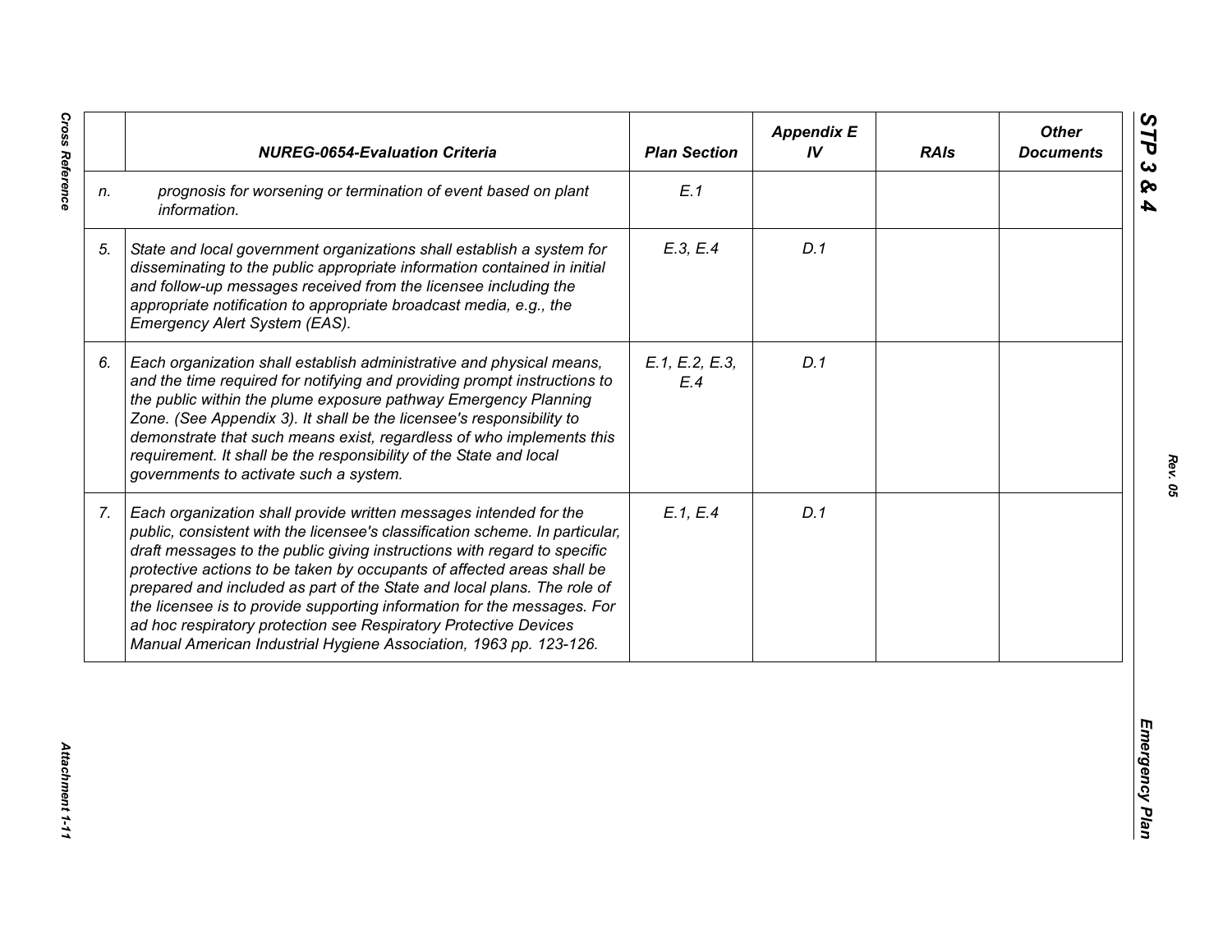| | NUREG-0654-Evaluation Criteria | Plan Section | Appendix E IV | RAIs | Other Documents |
|---|---|---|---|---|---|
| *n.* | *prognosis for worsening or termination of event based on plant information.* | *E.1* | | | |
| *5.* | *State and local government organizations shall establish a system for disseminating to the public appropriate information contained in initial and follow-up messages received from the licensee including the appropriate notification to appropriate broadcast media, e.g., the Emergency Alert System (EAS).* | *E.3, E.4* | *D.1* | | |
| *6.* | *Each organization shall establish administrative and physical means, and the time required for notifying and providing prompt instructions to the public within the plume exposure pathway Emergency Planning Zone. (See Appendix 3). It shall be the licensee's responsibility to demonstrate that such means exist, regardless of who implements this requirement. It shall be the responsibility of the State and local governments to activate such a system.* | *E.1, E.2, E.3, E.4* | *D.1* | | |
| *7.* | *Each organization shall provide written messages intended for the public, consistent with the licensee's classification scheme. In particular, draft messages to the public giving instructions with regard to specific protective actions to be taken by occupants of affected areas shall be prepared and included as part of the State and local plans. The role of the licensee is to provide supporting information for the messages. For ad hoc respiratory protection see Respiratory Protective Devices Manual American Industrial Hygiene Association, 1963 pp. 123-126.* | *E.1, E.4* | *D.1* | | |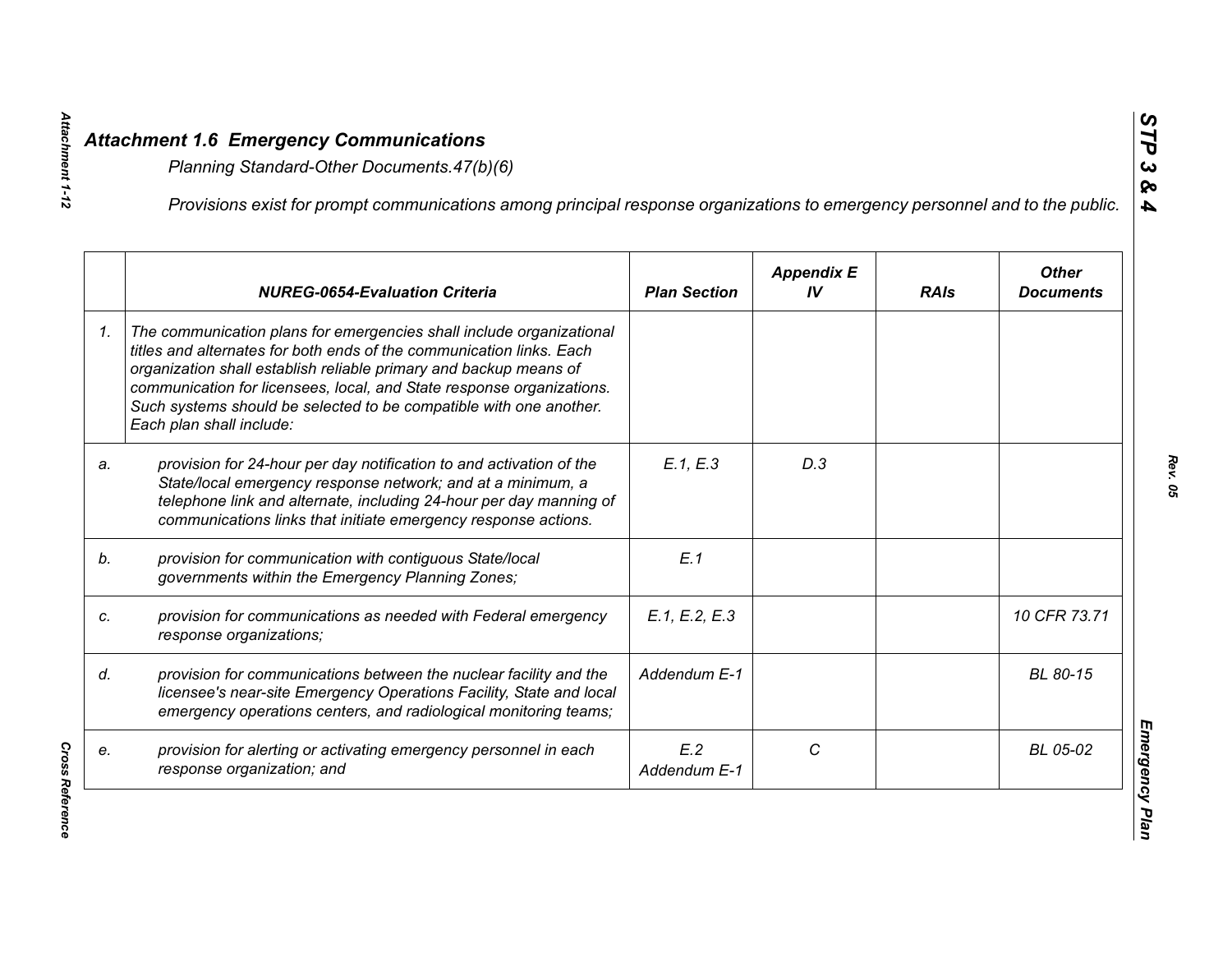## *Attachment 1.6 Emergency Communications*

*Planning Standard-Other Documents.47(b)(6)*

*Provisions exist for prompt communications among principal response organizations to emergency personnel and to the public.*

| | *NUREG-0654-Evaluation Criteria* | *Plan Section* | *Appendix E IV* | *RAIs* | *Other Documents* |
|---|---|---|---|---|---|
| *1.* | *The communication plans for emergencies shall include organizational titles and alternates for both ends of the communication links. Each organization shall establish reliable primary and backup means of communication for licensees, local, and State response organizations. Such systems should be selected to be compatible with one another. Each plan shall include:* | | | | |
| *a.* | *provision for 24-hour per day notification to and activation of the State/local emergency response network; and at a minimum, a telephone link and alternate, including 24-hour per day manning of communications links that initiate emergency response actions.* | *E.1, E.3* | *D.3* | | |
| *b.* | *provision for communication with contiguous State/local governments within the Emergency Planning Zones;* | *E.1* | | | |
| *c.* | *provision for communications as needed with Federal emergency response organizations;* | *E.1, E.2, E.3* | | | *10 CFR 73.71* |
| *d.* | *provision for communications between the nuclear facility and the licensee's near-site Emergency Operations Facility, State and local emergency operations centers, and radiological monitoring teams;* | *Addendum E-1* | | | *BL 80-15* |
| *e.* | *provision for alerting or activating emergency personnel in each response organization; and* | *E.2 Addendum E-1* | *C* | | *BL 05-02* |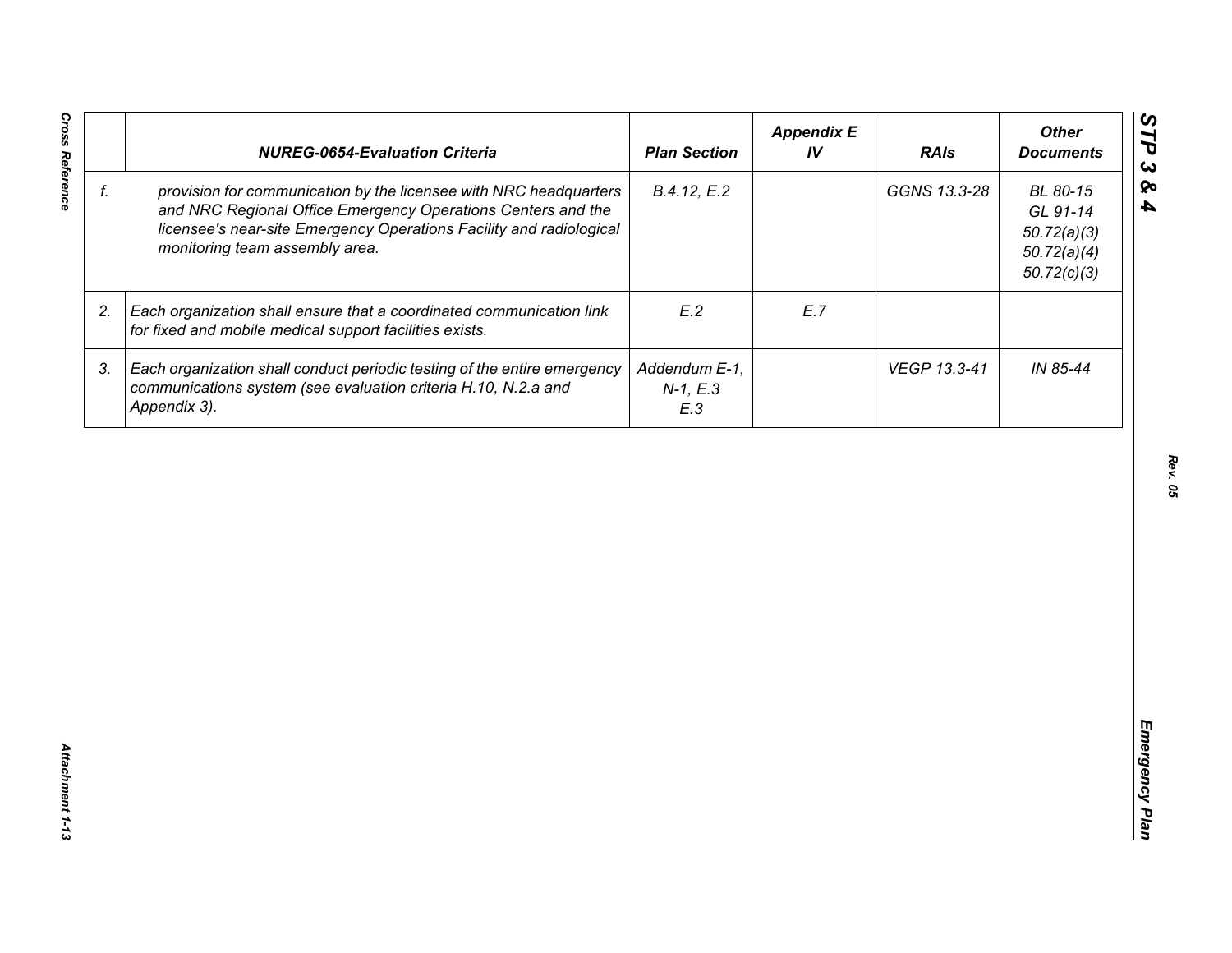| | NUREG-0654-Evaluation Criteria | Plan Section | Appendix E IV | RAIs | Other Documents |
|---|---|---|---|---|---|
| f. | *provision for communication by the licensee with NRC headquarters and NRC Regional Office Emergency Operations Centers and the licensee's near-site Emergency Operations Facility and radiological monitoring team assembly area.* | B.4.12, E.2 | | GGNS 13.3-28 | BL 80-15<br>GL 91-14<br>50.72(a)(3)<br>50.72(a)(4)<br>50.72(c)(3) |
| 2. | *Each organization shall ensure that a coordinated communication link for fixed and mobile medical support facilities exists.* | E.2 | E.7 | | |
| 3. | *Each organization shall conduct periodic testing of the entire emergency communications system (see evaluation criteria H.10, N.2.a and Appendix 3).* | Addendum E-1, N-1, E.3<br>E.3 | | VEGP 13.3-41 | IN 85-44 |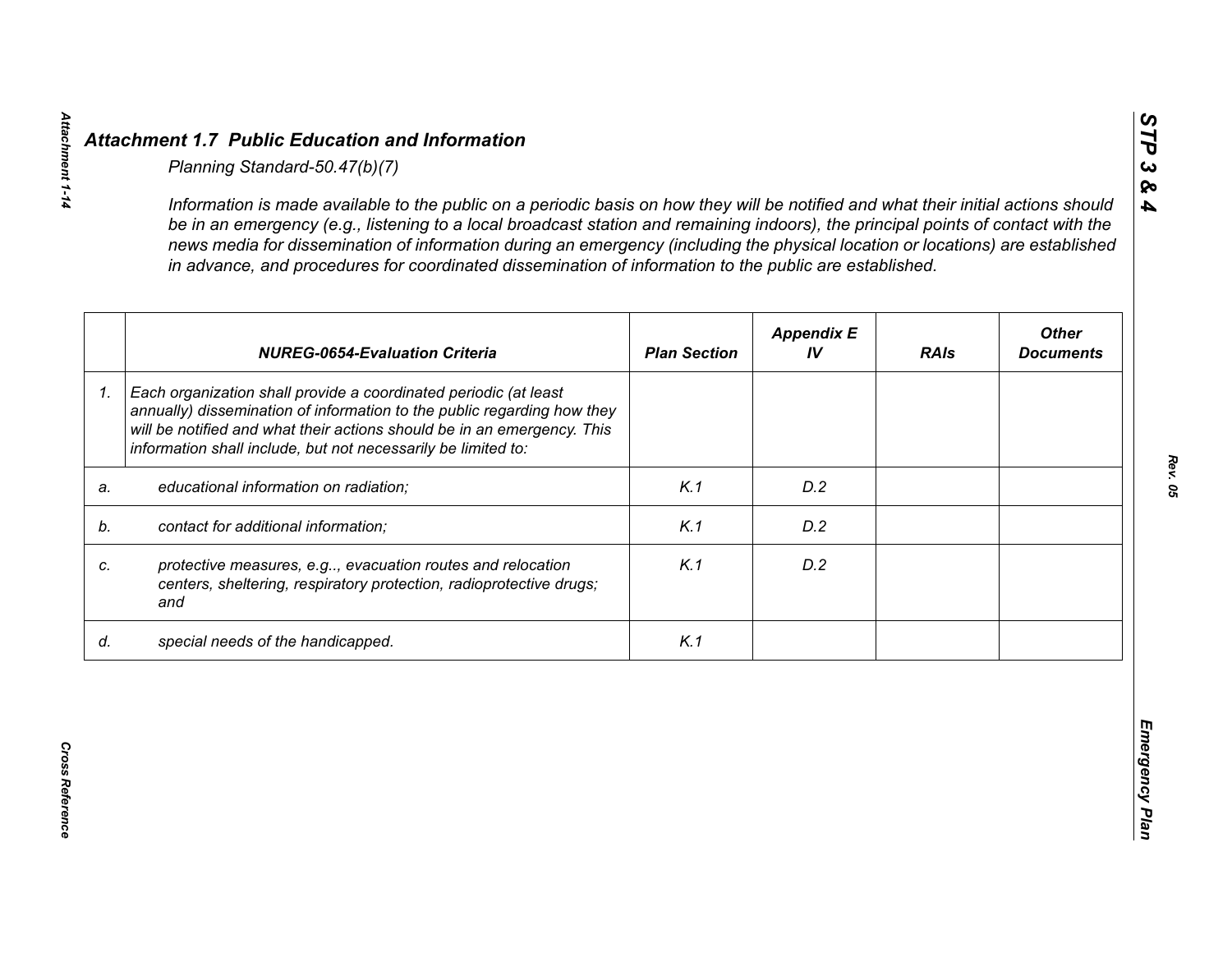## *Attachment 1.7 Public Education and Information*

*Planning Standard-50.47(b)(7)*

*Information is made available to the public on a periodic basis on how they will be notified and what their initial actions should be in an emergency (e.g., listening to a local broadcast station and remaining indoors), the principal points of contact with the news media for dissemination of information during an emergency (including the physical location or locations) are established in advance, and procedures for coordinated dissemination of information to the public are established.*

| | NUREG-0654-Evaluation Criteria | Plan Section | Appendix E IV | RAIs | Other Documents |
|---|---|---|---|---|---|
| *1.* | *Each organization shall provide a coordinated periodic (at least annually) dissemination of information to the public regarding how they will be notified and what their actions should be in an emergency. This information shall include, but not necessarily be limited to:* | | | | |
| *a.* | *educational information on radiation;* | *K.1* | *D.2* | | |
| *b.* | *contact for additional information;* | *K.1* | *D.2* | | |
| *c.* | *protective measures, e.g.., evacuation routes and relocation centers, sheltering, respiratory protection, radioprotective drugs; and* | *K.1* | *D.2* | | |
| *d.* | *special needs of the handicapped.* | *K.1* | | | |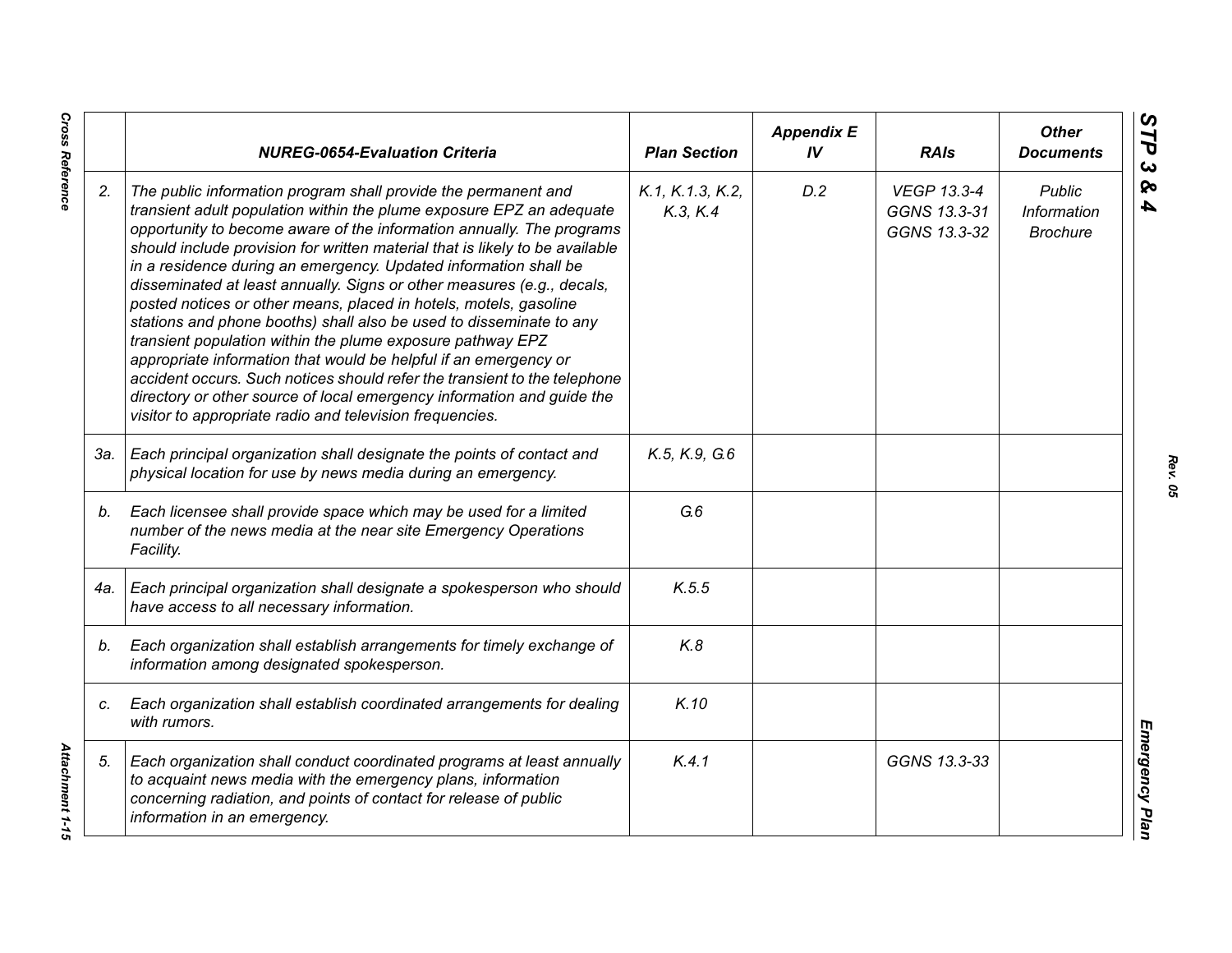| | NUREG-0654-Evaluation Criteria | Plan Section | Appendix E IV | RAIs | Other Documents |
|---|---|---|---|---|---|
| 2. | *The public information program shall provide the permanent and transient adult population within the plume exposure EPZ an adequate opportunity to become aware of the information annually. The programs should include provision for written material that is likely to be available in a residence during an emergency. Updated information shall be disseminated at least annually. Signs or other measures (e.g., decals, posted notices or other means, placed in hotels, motels, gasoline stations and phone booths) shall also be used to disseminate to any transient population within the plume exposure pathway EPZ appropriate information that would be helpful if an emergency or accident occurs. Such notices should refer the transient to the telephone directory or other source of local emergency information and guide the visitor to appropriate radio and television frequencies.* | K.1, K.1.3, K.2, K.3, K.4 | D.2 | VEGP 13.3-4 GGNS 13.3-31 GGNS 13.3-32 | Public Information Brochure |
| 3a. | *Each principal organization shall designate the points of contact and physical location for use by news media during an emergency.* | K.5, K.9, G.6 | | | |
| b. | *Each licensee shall provide space which may be used for a limited number of the news media at the near site Emergency Operations Facility.* | G.6 | | | |
| 4a. | *Each principal organization shall designate a spokesperson who should have access to all necessary information.* | K.5.5 | | | |
| b. | *Each organization shall establish arrangements for timely exchange of information among designated spokesperson.* | K.8 | | | |
| c. | *Each organization shall establish coordinated arrangements for dealing with rumors.* | K.10 | | | |
| 5. | *Each organization shall conduct coordinated programs at least annually to acquaint news media with the emergency plans, information concerning radiation, and points of contact for release of public information in an emergency.* | K.4.1 | | GGNS 13.3-33 | |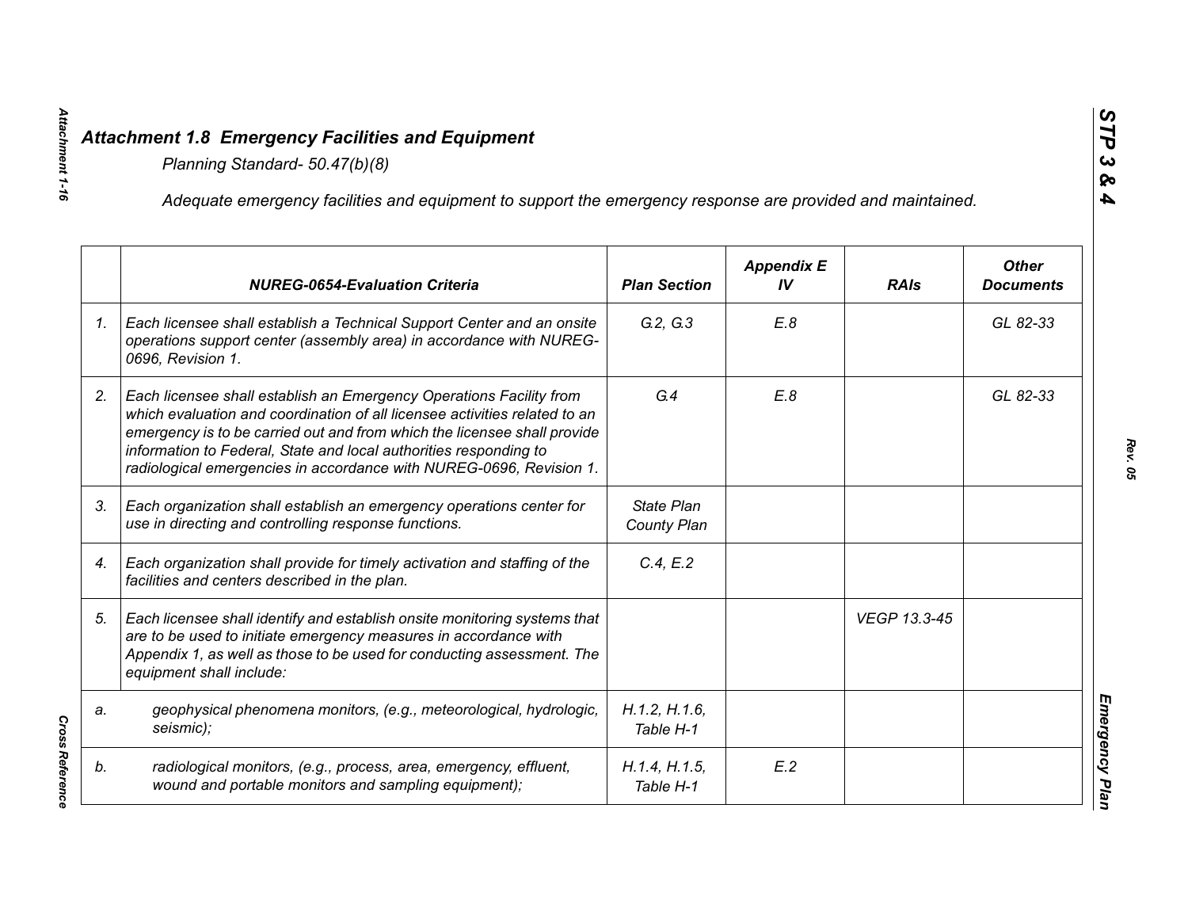## *Attachment 1.8 Emergency Facilities and Equipment*

*Planning Standard- 50.47(b)(8)*

*Adequate emergency facilities and equipment to support the emergency response are provided and maintained.*

| | *NUREG-0654-Evaluation Criteria* | *Plan Section* | *Appendix E IV* | *RAIs* | *Other Documents* |
|---|---|---|---|---|---|
| *1.* | *Each licensee shall establish a Technical Support Center and an onsite operations support center (assembly area) in accordance with NUREG-0696, Revision 1.* | *G.2, G.3* | *E.8* | | *GL 82-33* |
| *2.* | *Each licensee shall establish an Emergency Operations Facility from which evaluation and coordination of all licensee activities related to an emergency is to be carried out and from which the licensee shall provide information to Federal, State and local authorities responding to radiological emergencies in accordance with NUREG-0696, Revision 1.* | *G.4* | *E.8* | | *GL 82-33* |
| *3.* | *Each organization shall establish an emergency operations center for use in directing and controlling response functions.* | *State Plan County Plan* | | | |
| *4.* | *Each organization shall provide for timely activation and staffing of the facilities and centers described in the plan.* | *C.4, E.2* | | | |
| *5.* | *Each licensee shall identify and establish onsite monitoring systems that are to be used to initiate emergency measures in accordance with Appendix 1, as well as those to be used for conducting assessment. The equipment shall include:* | | | *VEGP 13.3-45* | |
| *a.* | *geophysical phenomena monitors, (e.g., meteorological, hydrologic, seismic);* | *H.1.2, H.1.6, Table H-1* | | | |
| *b.* | *radiological monitors, (e.g., process, area, emergency, effluent, wound and portable monitors and sampling equipment);* | *H.1.4, H.1.5, Table H-1* | *E.2* | | |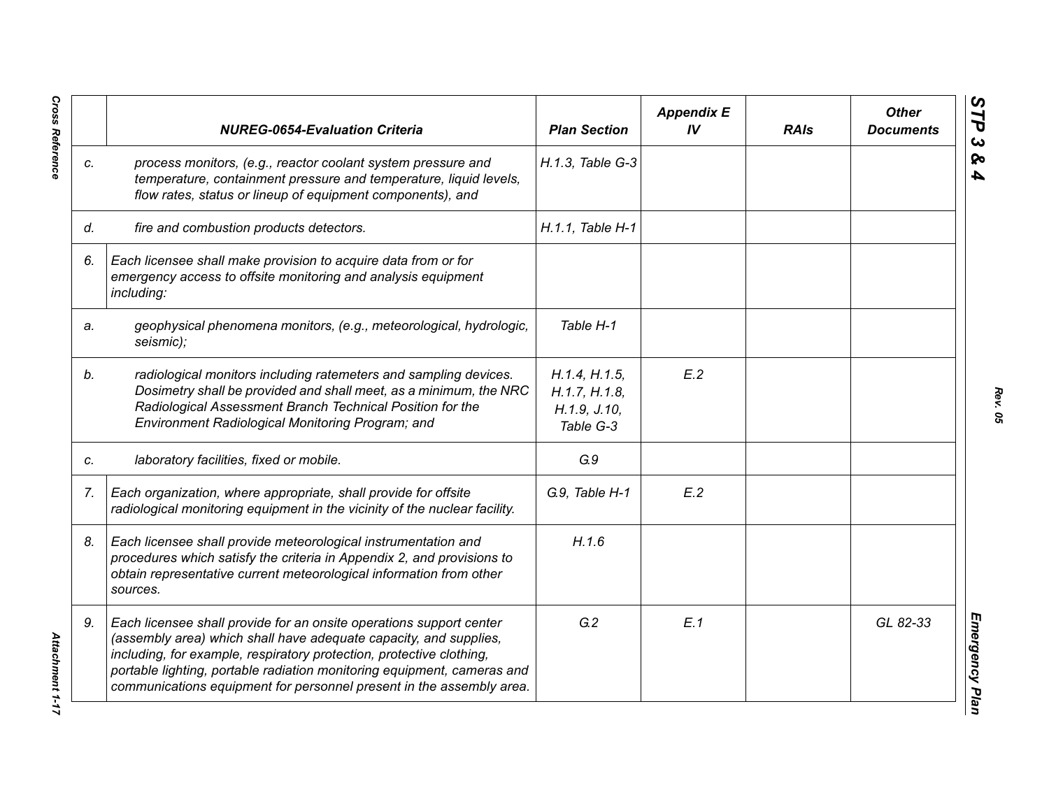|  | NUREG-0654-Evaluation Criteria | Plan Section | Appendix E IV | RAIs | Other Documents |
|---|---|---|---|---|---|
| c. | *process monitors, (e.g., reactor coolant system pressure and temperature, containment pressure and temperature, liquid levels, flow rates, status or lineup of equipment components), and* | H.1.3, Table G-3 |  |  |  |
| d. | *fire and combustion products detectors.* | H.1.1, Table H-1 |  |  |  |
| 6. | *Each licensee shall make provision to acquire data from or for emergency access to offsite monitoring and analysis equipment including:* |  |  |  |  |
| a. | *geophysical phenomena monitors, (e.g., meteorological, hydrologic, seismic);* | Table H-1 |  |  |  |
| b. | *radiological monitors including ratemeters and sampling devices. Dosimetry shall be provided and shall meet, as a minimum, the NRC Radiological Assessment Branch Technical Position for the Environment Radiological Monitoring Program; and* | H.1.4, H.1.5, H.1.7, H.1.8, H.1.9, J.10, Table G-3 | E.2 |  |  |
| c. | *laboratory facilities, fixed or mobile.* | G.9 |  |  |  |
| 7. | *Each organization, where appropriate, shall provide for offsite radiological monitoring equipment in the vicinity of the nuclear facility.* | G.9, Table H-1 | E.2 |  |  |
| 8. | *Each licensee shall provide meteorological instrumentation and procedures which satisfy the criteria in Appendix 2, and provisions to obtain representative current meteorological information from other sources.* | H.1.6 |  |  |  |
| 9. | *Each licensee shall provide for an onsite operations support center (assembly area) which shall have adequate capacity, and supplies, including, for example, respiratory protection, protective clothing, portable lighting, portable radiation monitoring equipment, cameras and communications equipment for personnel present in the assembly area.* | G.2 | E.1 |  | GL 82-33 |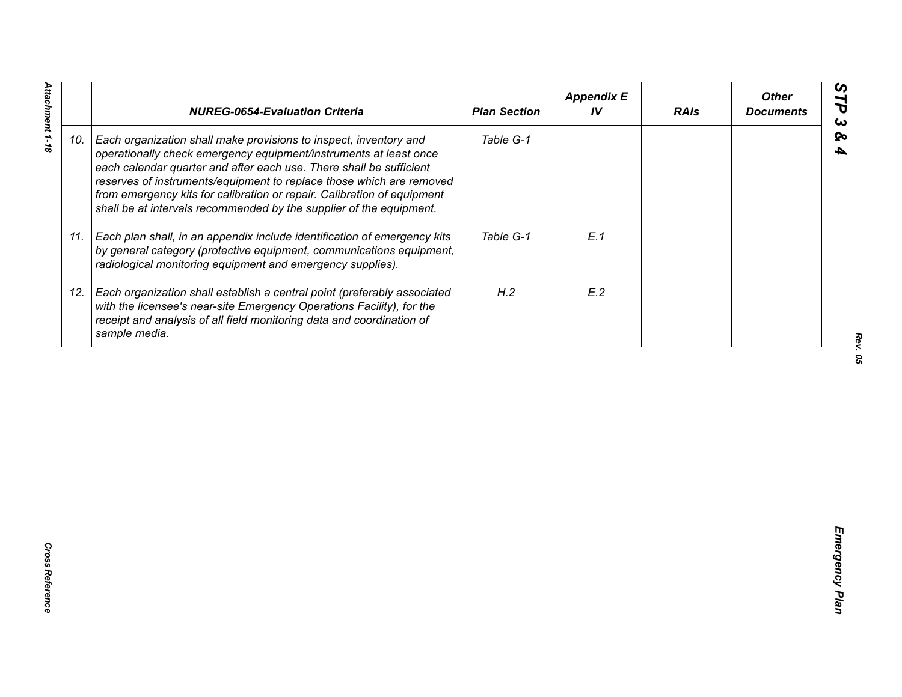| | NUREG-0654-Evaluation Criteria | Plan Section | Appendix E IV | RAIs | Other Documents |
|---|---|---|---|---|---|
| 10. | *Each organization shall make provisions to inspect, inventory and operationally check emergency equipment/instruments at least once each calendar quarter and after each use. There shall be sufficient reserves of instruments/equipment to replace those which are removed from emergency kits for calibration or repair. Calibration of equipment shall be at intervals recommended by the supplier of the equipment.* | *Table G-1* | | | |
| 11. | *Each plan shall, in an appendix include identification of emergency kits by general category (protective equipment, communications equipment, radiological monitoring equipment and emergency supplies).* | *Table G-1* | *E.1* | | |
| 12. | *Each organization shall establish a central point (preferably associated with the licensee's near-site Emergency Operations Facility), for the receipt and analysis of all field monitoring data and coordination of sample media.* | *H.2* | *E.2* | | |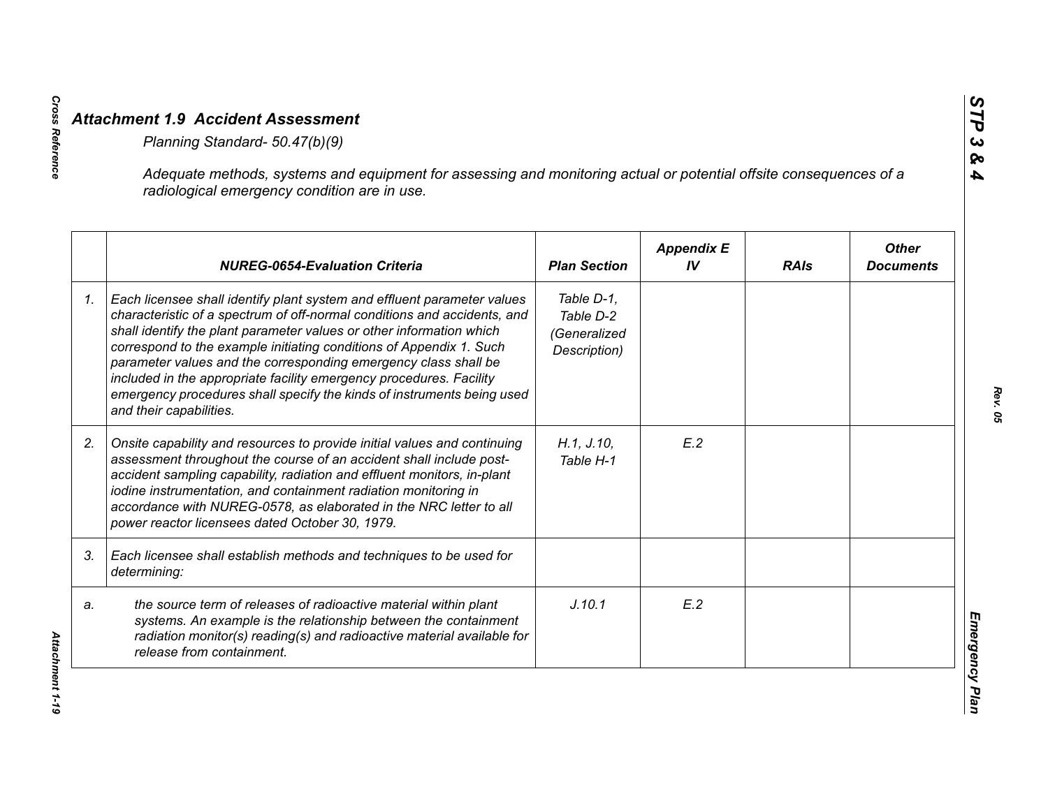### *Attachment 1.9 Accident Assessment*

*Planning Standard- 50.47(b)(9)*

*Adequate methods, systems and equipment for assessing and monitoring actual or potential offsite consequences of a radiological emergency condition are in use.*

| | NUREG-0654-Evaluation Criteria | Plan Section | Appendix E IV | RAIs | Other Documents |
|---|---|---|---|---|---|
| 1. | *Each licensee shall identify plant system and effluent parameter values characteristic of a spectrum of off-normal conditions and accidents, and shall identify the plant parameter values or other information which correspond to the example initiating conditions of Appendix 1. Such parameter values and the corresponding emergency class shall be included in the appropriate facility emergency procedures. Facility emergency procedures shall specify the kinds of instruments being used and their capabilities.* | *Table D-1, Table D-2 (Generalized Description)* | | | |
| 2. | *Onsite capability and resources to provide initial values and continuing assessment throughout the course of an accident shall include post-accident sampling capability, radiation and effluent monitors, in-plant iodine instrumentation, and containment radiation monitoring in accordance with NUREG-0578, as elaborated in the NRC letter to all power reactor licensees dated October 30, 1979.* | *H.1, J.10, Table H-1* | *E.2* | | |
| 3. | *Each licensee shall establish methods and techniques to be used for determining:* | | | | |
| a. | *the source term of releases of radioactive material within plant systems. An example is the relationship between the containment radiation monitor(s) reading(s) and radioactive material available for release from containment.* | *J.10.1* | *E.2* | | |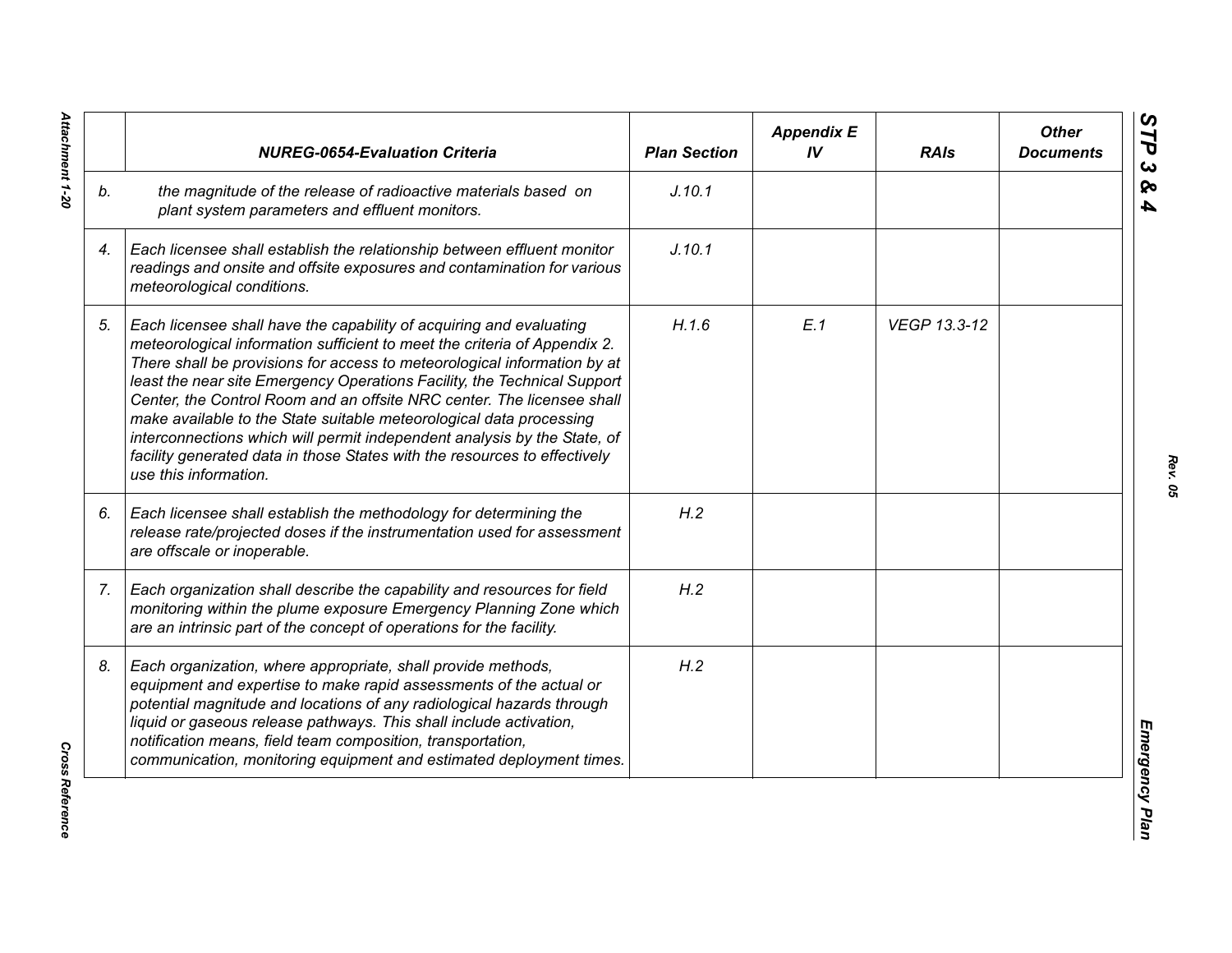|  | NUREG-0654-Evaluation Criteria | Plan Section | Appendix E IV | RAIs | Other Documents |
|---|---|---|---|---|---|
| b. | the magnitude of the release of radioactive materials based on plant system parameters and effluent monitors. | J.10.1 |  |  |  |
| 4. | Each licensee shall establish the relationship between effluent monitor readings and onsite and offsite exposures and contamination for various meteorological conditions. | J.10.1 |  |  |  |
| 5. | Each licensee shall have the capability of acquiring and evaluating meteorological information sufficient to meet the criteria of Appendix 2. There shall be provisions for access to meteorological information by at least the near site Emergency Operations Facility, the Technical Support Center, the Control Room and an offsite NRC center. The licensee shall make available to the State suitable meteorological data processing interconnections which will permit independent analysis by the State, of facility generated data in those States with the resources to effectively use this information. | H.1.6 | E.1 | VEGP 13.3-12 |  |
| 6. | Each licensee shall establish the methodology for determining the release rate/projected doses if the instrumentation used for assessment are offscale or inoperable. | H.2 |  |  |  |
| 7. | Each organization shall describe the capability and resources for field monitoring within the plume exposure Emergency Planning Zone which are an intrinsic part of the concept of operations for the facility. | H.2 |  |  |  |
| 8. | Each organization, where appropriate, shall provide methods, equipment and expertise to make rapid assessments of the actual or potential magnitude and locations of any radiological hazards through liquid or gaseous release pathways. This shall include activation, notification means, field team composition, transportation, communication, monitoring equipment and estimated deployment times. | H.2 |  |  |  |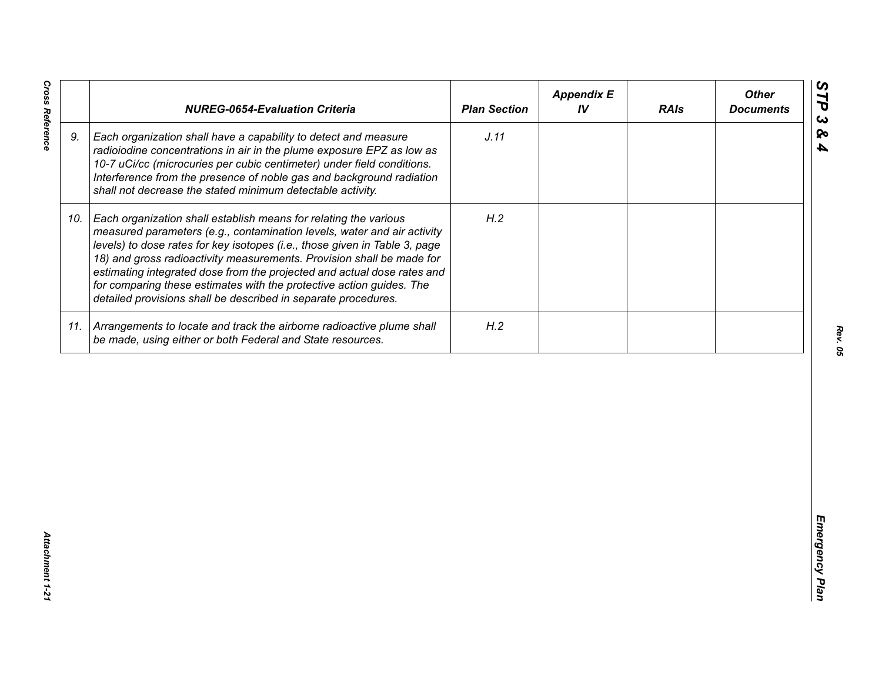|  | NUREG-0654-Evaluation Criteria | Plan Section | Appendix E IV | RAIs | Other Documents |
|---|---|---|---|---|---|
| 9. | *Each organization shall have a capability to detect and measure radioiodine concentrations in air in the plume exposure EPZ as low as 10-7 uCi/cc (microcuries per cubic centimeter) under field conditions. Interference from the presence of noble gas and background radiation shall not decrease the stated minimum detectable activity.* | *J.11* |  |  |  |
| 10. | *Each organization shall establish means for relating the various measured parameters (e.g., contamination levels, water and air activity levels) to dose rates for key isotopes (i.e., those given in Table 3, page 18) and gross radioactivity measurements. Provision shall be made for estimating integrated dose from the projected and actual dose rates and for comparing these estimates with the protective action guides. The detailed provisions shall be described in separate procedures.* | *H.2* |  |  |  |
| 11. | *Arrangements to locate and track the airborne radioactive plume shall be made, using either or both Federal and State resources.* | *H.2* |  |  |  |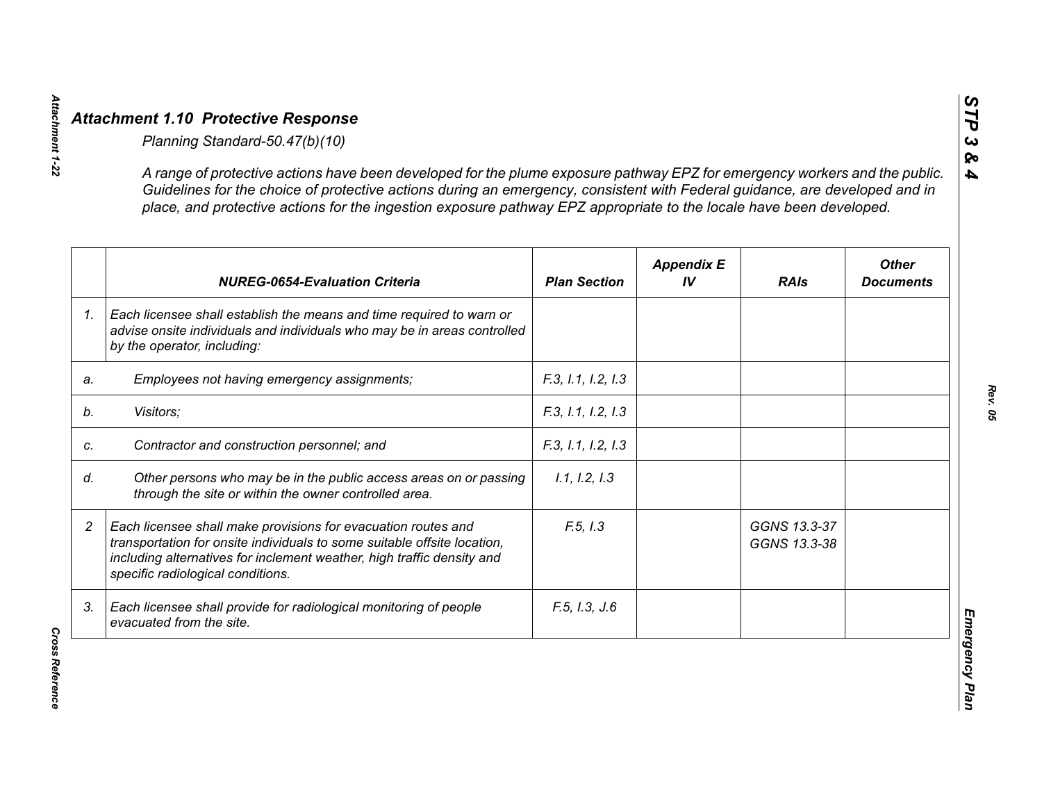## *Attachment 1.10 Protective Response*

*Planning Standard-50.47(b)(10)*

*A range of protective actions have been developed for the plume exposure pathway EPZ for emergency workers and the public. Guidelines for the choice of protective actions during an emergency, consistent with Federal guidance, are developed and in place, and protective actions for the ingestion exposure pathway EPZ appropriate to the locale have been developed.*

| | *NUREG-0654-Evaluation Criteria* | *Plan Section* | *Appendix E IV* | *RAIs* | *Other Documents* |
|---|---|---|---|---|---|
| *1.* | *Each licensee shall establish the means and time required to warn or advise onsite individuals and individuals who may be in areas controlled by the operator, including:* | | | | |
| *a.* | *Employees not having emergency assignments;* | *F.3, I.1, I.2, I.3* | | | |
| *b.* | *Visitors;* | *F.3, I.1, I.2, I.3* | | | |
| *c.* | *Contractor and construction personnel; and* | *F.3, I.1, I.2, I.3* | | | |
| *d.* | *Other persons who may be in the public access areas on or passing through the site or within the owner controlled area.* | *I.1, I.2, I.3* | | | |
| *2* | *Each licensee shall make provisions for evacuation routes and transportation for onsite individuals to some suitable offsite location, including alternatives for inclement weather, high traffic density and specific radiological conditions.* | *F.5, I.3* | | *GGNS 13.3-37 GGNS 13.3-38* | |
| *3.* | *Each licensee shall provide for radiological monitoring of people evacuated from the site.* | *F.5, I.3, J.6* | | | |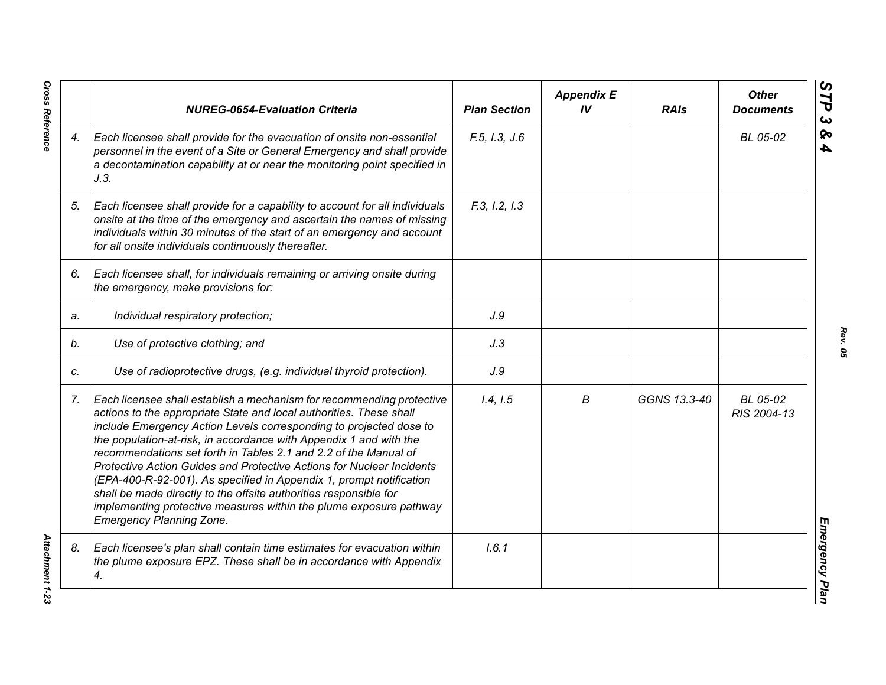| | NUREG-0654-Evaluation Criteria | Plan Section | Appendix E IV | RAIs | Other Documents |
|---|---|---|---|---|---|
| 4. | *Each licensee shall provide for the evacuation of onsite non-essential personnel in the event of a Site or General Emergency and shall provide a decontamination capability at or near the monitoring point specified in J.3.* | *F.5, I.3, J.6* | | | *BL 05-02* |
| 5. | *Each licensee shall provide for a capability to account for all individuals onsite at the time of the emergency and ascertain the names of missing individuals within 30 minutes of the start of an emergency and account for all onsite individuals continuously thereafter.* | *F.3, I.2, I.3* | | | |
| 6. | *Each licensee shall, for individuals remaining or arriving onsite during the emergency, make provisions for:* | | | | |
| a. | *Individual respiratory protection;* | *J.9* | | | |
| b. | *Use of protective clothing; and* | *J.3* | | | |
| c. | *Use of radioprotective drugs, (e.g. individual thyroid protection).* | *J.9* | | | |
| 7. | *Each licensee shall establish a mechanism for recommending protective actions to the appropriate State and local authorities. These shall include Emergency Action Levels corresponding to projected dose to the population-at-risk, in accordance with Appendix 1 and with the recommendations set forth in Tables 2.1 and 2.2 of the Manual of Protective Action Guides and Protective Actions for Nuclear Incidents (EPA-400-R-92-001). As specified in Appendix 1, prompt notification shall be made directly to the offsite authorities responsible for implementing protective measures within the plume exposure pathway Emergency Planning Zone.* | *I.4, I.5* | *B* | *GGNS 13.3-40* | *BL 05-02 RIS 2004-13* |
| 8. | *Each licensee's plan shall contain time estimates for evacuation within the plume exposure EPZ. These shall be in accordance with Appendix 4.* | *I.6.1* | | | |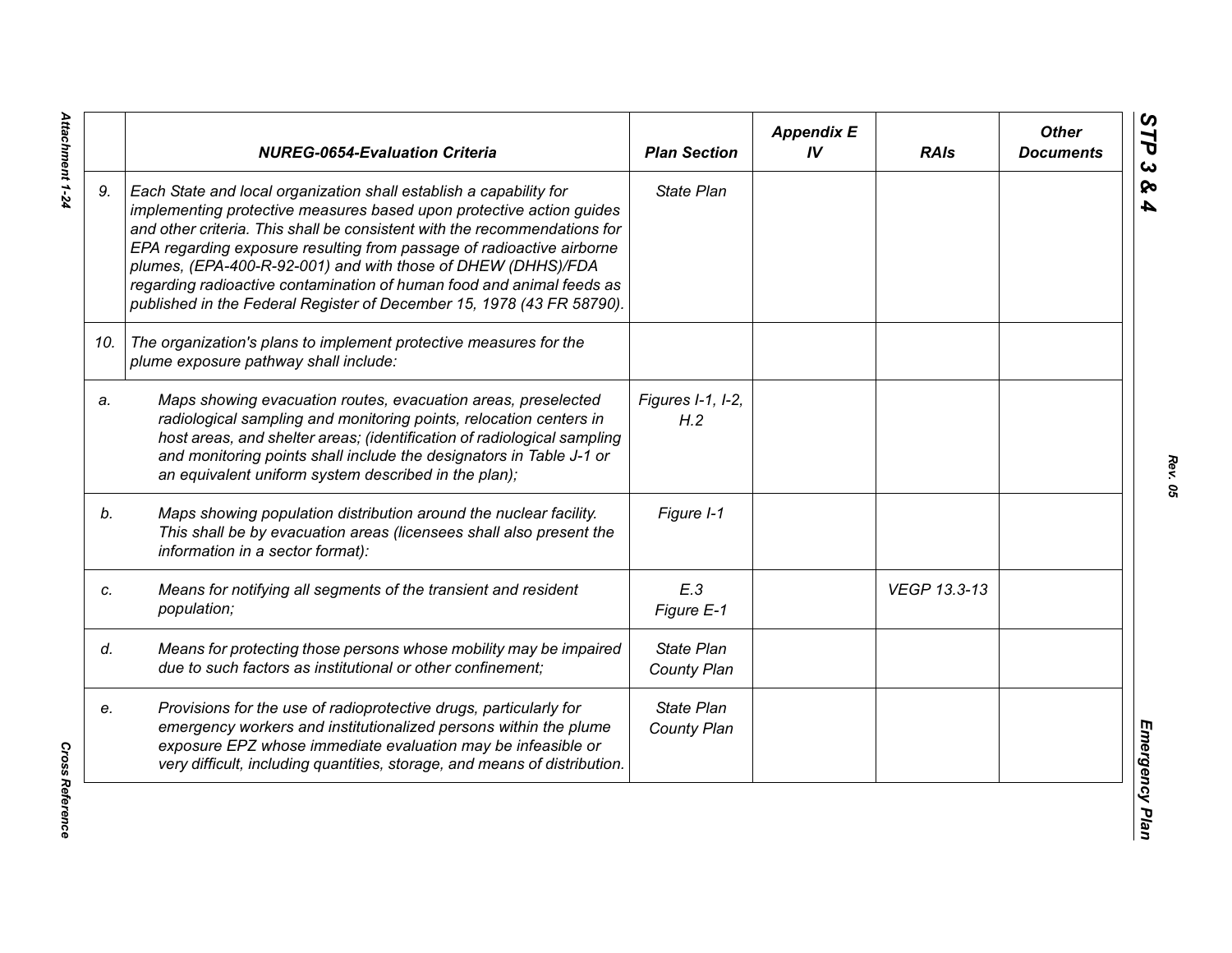|  | NUREG-0654-Evaluation Criteria | Plan Section | Appendix E IV | RAIs | Other Documents |
|---|---|---|---|---|---|
| 9. | *Each State and local organization shall establish a capability for implementing protective measures based upon protective action guides and other criteria. This shall be consistent with the recommendations for EPA regarding exposure resulting from passage of radioactive airborne plumes, (EPA-400-R-92-001) and with those of DHEW (DHHS)/FDA regarding radioactive contamination of human food and animal feeds as published in the Federal Register of December 15, 1978 (43 FR 58790).* | *State Plan* | | | |
| 10. | *The organization's plans to implement protective measures for the plume exposure pathway shall include:* | | | | |
| a. | *Maps showing evacuation routes, evacuation areas, preselected radiological sampling and monitoring points, relocation centers in host areas, and shelter areas; (identification of radiological sampling and monitoring points shall include the designators in Table J-1 or an equivalent uniform system described in the plan);* | *Figures I-1, I-2, H.2* | | | |
| b. | *Maps showing population distribution around the nuclear facility. This shall be by evacuation areas (licensees shall also present the information in a sector format):* | *Figure I-1* | | | |
| c. | *Means for notifying all segments of the transient and resident population;* | *E.3 Figure E-1* | | *VEGP 13.3-13* | |
| d. | *Means for protecting those persons whose mobility may be impaired due to such factors as institutional or other confinement;* | *State Plan County Plan* | | | |
| e. | *Provisions for the use of radioprotective drugs, particularly for emergency workers and institutionalized persons within the plume exposure EPZ whose immediate evaluation may be infeasible or very difficult, including quantities, storage, and means of distribution.* | *State Plan County Plan* | | | |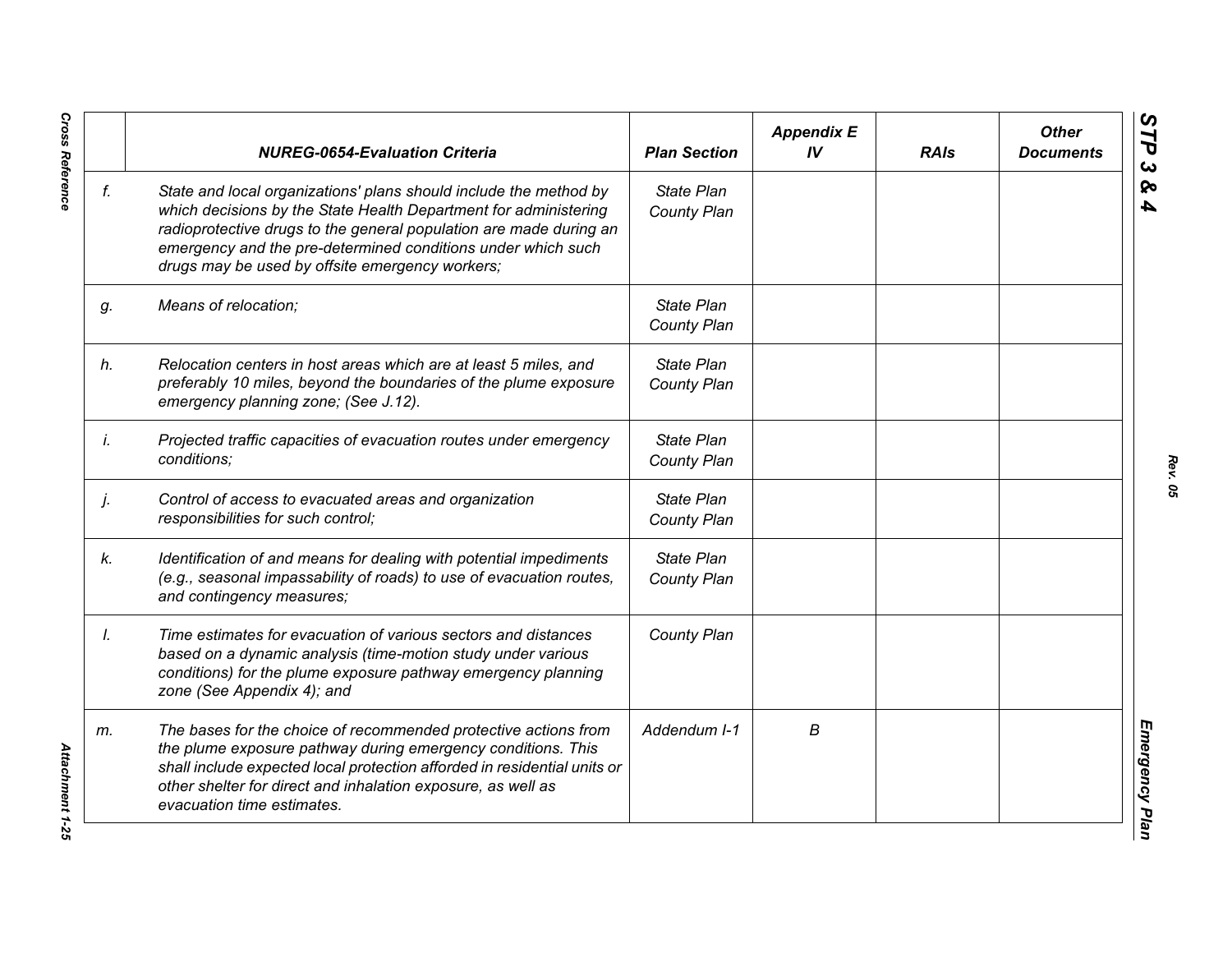| | NUREG-0654-Evaluation Criteria | Plan Section | Appendix E IV | RAIs | Other Documents |
|---|---|---|---|---|---|
| *f.* | *State and local organizations' plans should include the method by which decisions by the State Health Department for administering radioprotective drugs to the general population are made during an emergency and the pre-determined conditions under which such drugs may be used by offsite emergency workers;* | *State Plan County Plan* | | | |
| *g.* | *Means of relocation;* | *State Plan County Plan* | | | |
| *h.* | *Relocation centers in host areas which are at least 5 miles, and preferably 10 miles, beyond the boundaries of the plume exposure emergency planning zone; (See J.12).* | *State Plan County Plan* | | | |
| *i.* | *Projected traffic capacities of evacuation routes under emergency conditions;* | *State Plan County Plan* | | | |
| *j.* | *Control of access to evacuated areas and organization responsibilities for such control;* | *State Plan County Plan* | | | |
| *k.* | *Identification of and means for dealing with potential impediments (e.g., seasonal impassability of roads) to use of evacuation routes, and contingency measures;* | *State Plan County Plan* | | | |
| *l.* | *Time estimates for evacuation of various sectors and distances based on a dynamic analysis (time-motion study under various conditions) for the plume exposure pathway emergency planning zone (See Appendix 4); and* | *County Plan* | | | |
| *m.* | *The bases for the choice of recommended protective actions from the plume exposure pathway during emergency conditions. This shall include expected local protection afforded in residential units or other shelter for direct and inhalation exposure, as well as evacuation time estimates.* | *Addendum I-1* | *B* | | |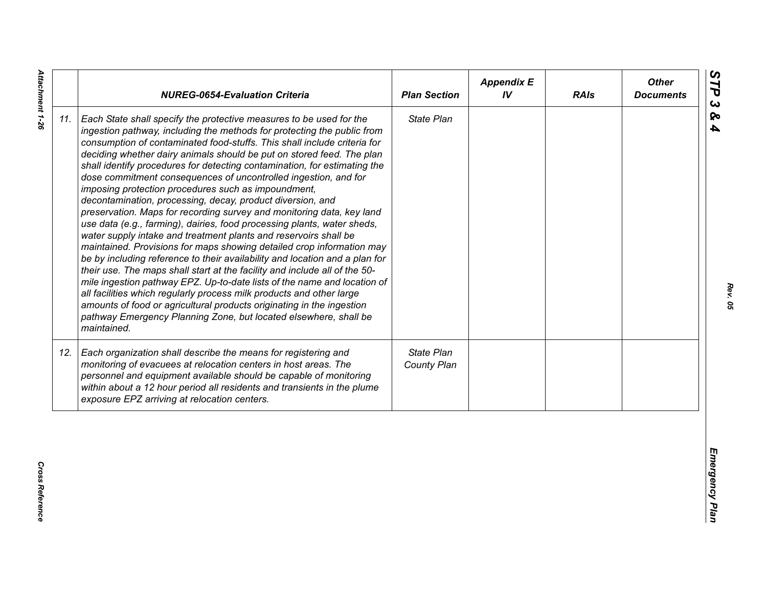| | NUREG-0654-Evaluation Criteria | Plan Section | Appendix E IV | RAIs | Other Documents |
|---|---|---|---|---|---|
| 11. | *Each State shall specify the protective measures to be used for the ingestion pathway, including the methods for protecting the public from consumption of contaminated food-stuffs. This shall include criteria for deciding whether dairy animals should be put on stored feed. The plan shall identify procedures for detecting contamination, for estimating the dose commitment consequences of uncontrolled ingestion, and for imposing protection procedures such as impoundment, decontamination, processing, decay, product diversion, and preservation. Maps for recording survey and monitoring data, key land use data (e.g., farming), dairies, food processing plants, water sheds, water supply intake and treatment plants and reservoirs shall be maintained. Provisions for maps showing detailed crop information may be by including reference to their availability and location and a plan for their use. The maps shall start at the facility and include all of the 50-mile ingestion pathway EPZ. Up-to-date lists of the name and location of all facilities which regularly process milk products and other large amounts of food or agricultural products originating in the ingestion pathway Emergency Planning Zone, but located elsewhere, shall be maintained.* | *State Plan* | | | |
| 12. | *Each organization shall describe the means for registering and monitoring of evacuees at relocation centers in host areas. The personnel and equipment available should be capable of monitoring within about a 12 hour period all residents and transients in the plume exposure EPZ arriving at relocation centers.* | *State Plan County Plan* | | | |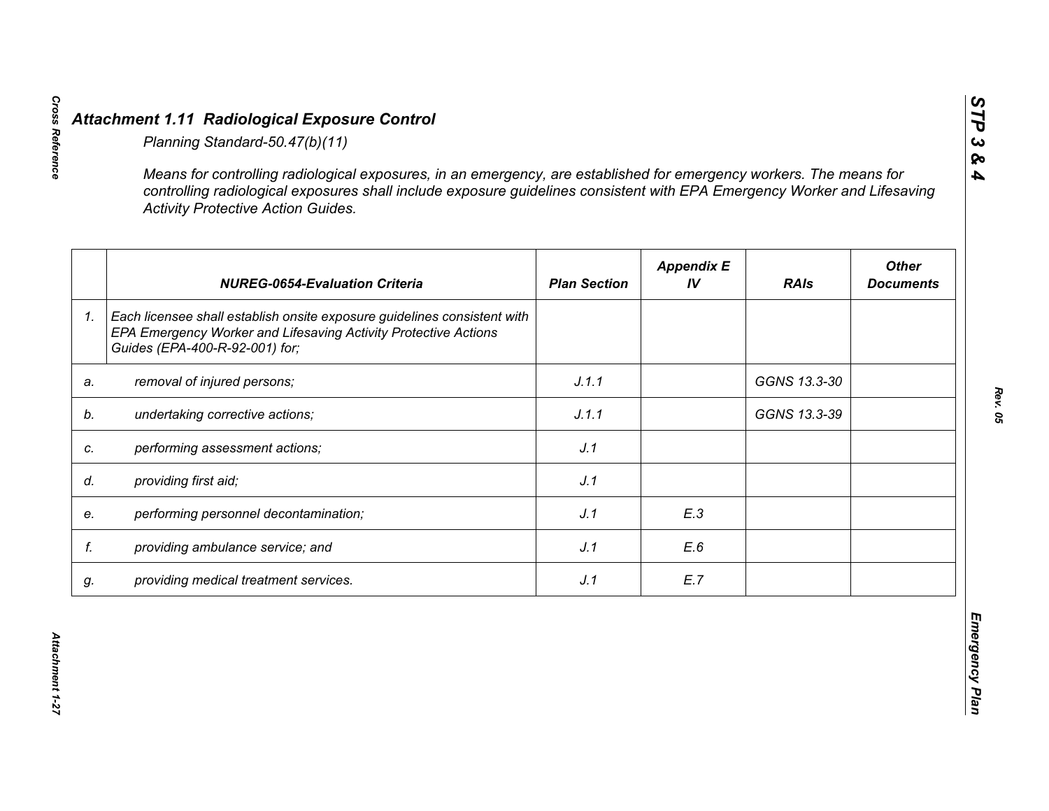# *Attachment 1.11 Radiological Exposure Control*

*Planning Standard-50.47(b)(11)*

*Means for controlling radiological exposures, in an emergency, are established for emergency workers. The means for controlling radiological exposures shall include exposure guidelines consistent with EPA Emergency Worker and Lifesaving Activity Protective Action Guides.*

| | NUREG-0654-Evaluation Criteria | Plan Section | Appendix E IV | RAIs | Other Documents |
|---|---|---|---|---|---|
| 1. | *Each licensee shall establish onsite exposure guidelines consistent with EPA Emergency Worker and Lifesaving Activity Protective Actions Guides (EPA-400-R-92-001) for;* | | | | |
| a. | *removal of injured persons;* | J.1.1 | | GGNS 13.3-30 | |
| b. | *undertaking corrective actions;* | J.1.1 | | GGNS 13.3-39 | |
| c. | *performing assessment actions;* | J.1 | | | |
| d. | *providing first aid;* | J.1 | | | |
| e. | *performing personnel decontamination;* | J.1 | E.3 | | |
| f. | *providing ambulance service; and* | J.1 | E.6 | | |
| g. | *providing medical treatment services.* | J.1 | E.7 | | |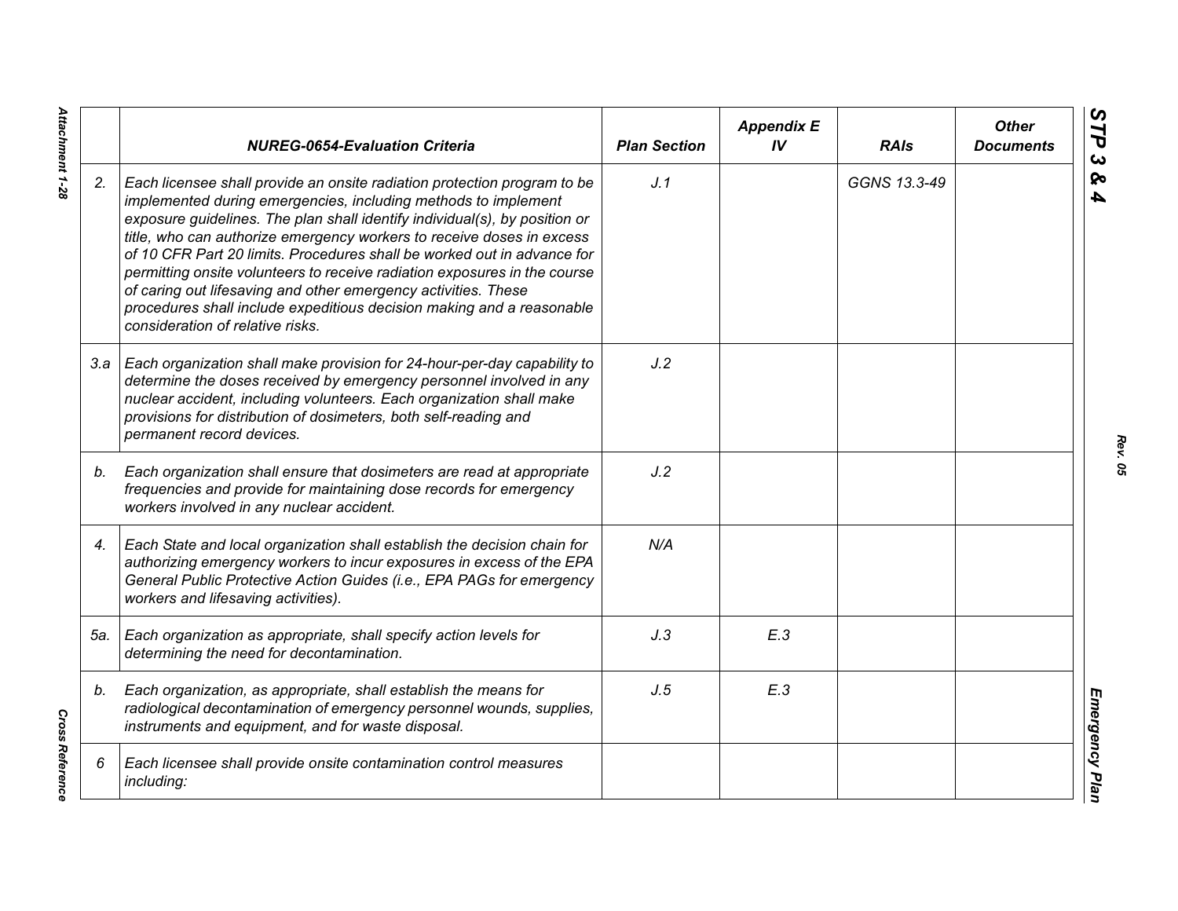|  | NUREG-0654-Evaluation Criteria | Plan Section | Appendix E IV | RAIs | Other Documents |
|---|---|---|---|---|---|
| 2. | *Each licensee shall provide an onsite radiation protection program to be implemented during emergencies, including methods to implement exposure guidelines. The plan shall identify individual(s), by position or title, who can authorize emergency workers to receive doses in excess of 10 CFR Part 20 limits. Procedures shall be worked out in advance for permitting onsite volunteers to receive radiation exposures in the course of caring out lifesaving and other emergency activities. These procedures shall include expeditious decision making and a reasonable consideration of relative risks.* | J.1 |  | GGNS 13.3-49 |  |
| 3.a | *Each organization shall make provision for 24-hour-per-day capability to determine the doses received by emergency personnel involved in any nuclear accident, including volunteers. Each organization shall make provisions for distribution of dosimeters, both self-reading and permanent record devices.* | J.2 |  |  |  |
| b. | *Each organization shall ensure that dosimeters are read at appropriate frequencies and provide for maintaining dose records for emergency workers involved in any nuclear accident.* | J.2 |  |  |  |
| 4. | *Each State and local organization shall establish the decision chain for authorizing emergency workers to incur exposures in excess of the EPA General Public Protective Action Guides (i.e., EPA PAGs for emergency workers and lifesaving activities).* | N/A |  |  |  |
| 5a. | *Each organization as appropriate, shall specify action levels for determining the need for decontamination.* | J.3 | E.3 |  |  |
| b. | *Each organization, as appropriate, shall establish the means for radiological decontamination of emergency personnel wounds, supplies, instruments and equipment, and for waste disposal.* | J.5 | E.3 |  |  |
| 6 | *Each licensee shall provide onsite contamination control measures including:* |  |  |  |  |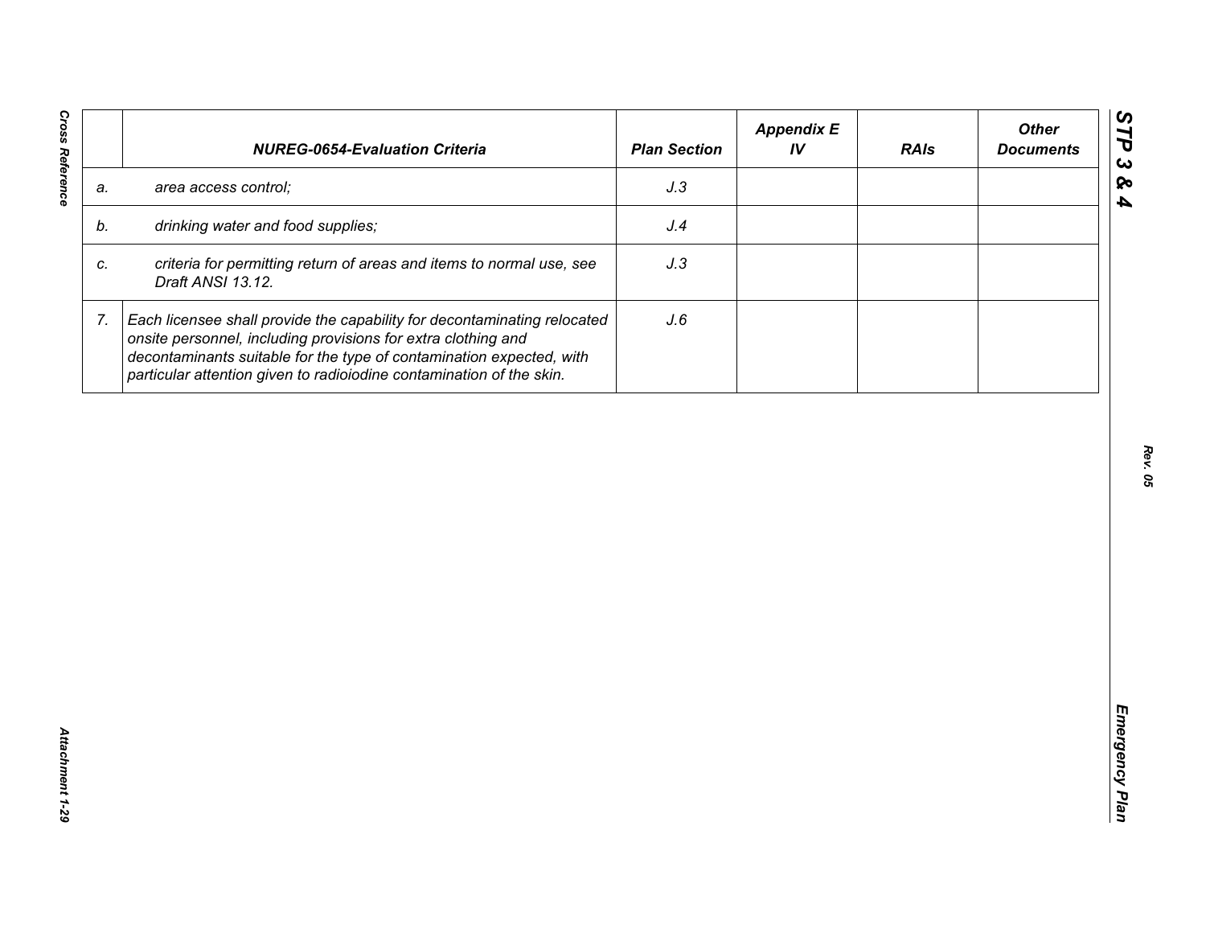| | NUREG-0654-Evaluation Criteria | Plan Section | Appendix E IV | RAIs | Other Documents |
|---|---|---|---|---|---|
| a. | area access control; | J.3 | | | |
| b. | drinking water and food supplies; | J.4 | | | |
| c. | criteria for permitting return of areas and items to normal use, see Draft ANSI 13.12. | J.3 | | | |
| 7. | Each licensee shall provide the capability for decontaminating relocated onsite personnel, including provisions for extra clothing and decontaminants suitable for the type of contamination expected, with particular attention given to radioiodine contamination of the skin. | J.6 | | | |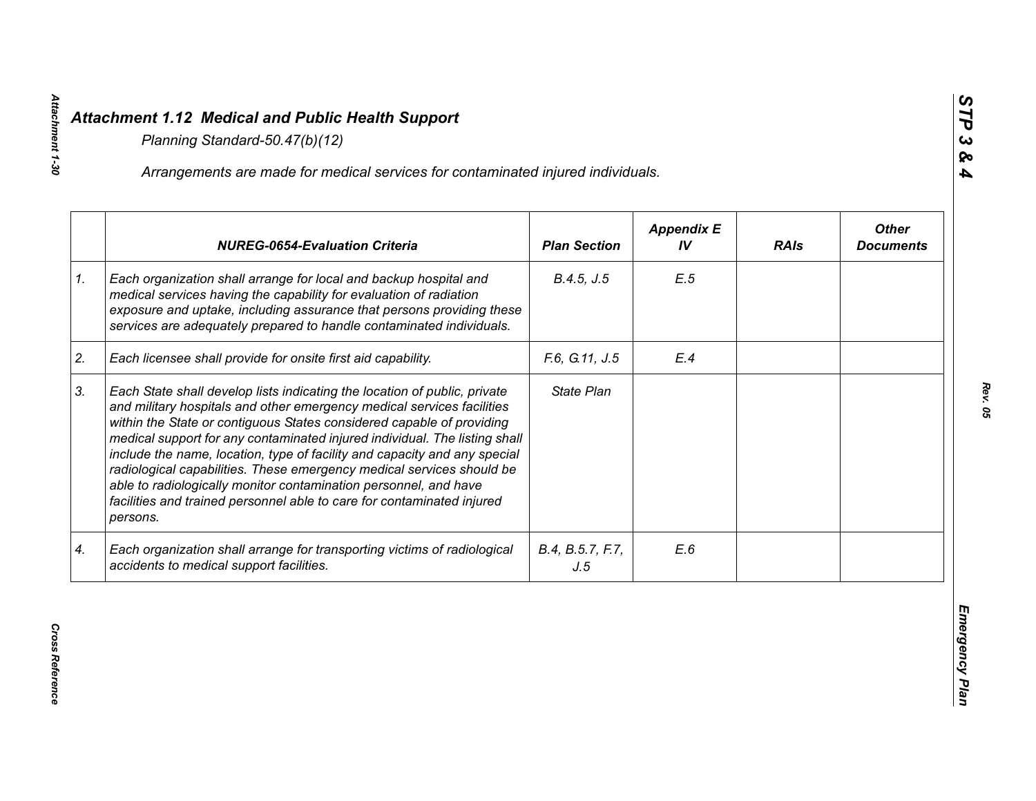# *Attachment 1.12 Medical and Public Health Support*

*Planning Standard-50.47(b)(12)*

*Arrangements are made for medical services for contaminated injured individuals.*

| | *NUREG-0654-Evaluation Criteria* | *Plan Section* | *Appendix E IV* | *RAIs* | *Other Documents* |
|---|---|---|---|---|---|
| *1.* | *Each organization shall arrange for local and backup hospital and medical services having the capability for evaluation of radiation exposure and uptake, including assurance that persons providing these services are adequately prepared to handle contaminated individuals.* | *B.4.5, J.5* | *E.5* | | |
| *2.* | *Each licensee shall provide for onsite first aid capability.* | *F.6, G.11, J.5* | *E.4* | | |
| *3.* | *Each State shall develop lists indicating the location of public, private and military hospitals and other emergency medical services facilities within the State or contiguous States considered capable of providing medical support for any contaminated injured individual. The listing shall include the name, location, type of facility and capacity and any special radiological capabilities. These emergency medical services should be able to radiologically monitor contamination personnel, and have facilities and trained personnel able to care for contaminated injured persons.* | *State Plan* | | | |
| *4.* | *Each organization shall arrange for transporting victims of radiological accidents to medical support facilities.* | *B.4, B.5.7, F.7, J.5* | *E.6* | | |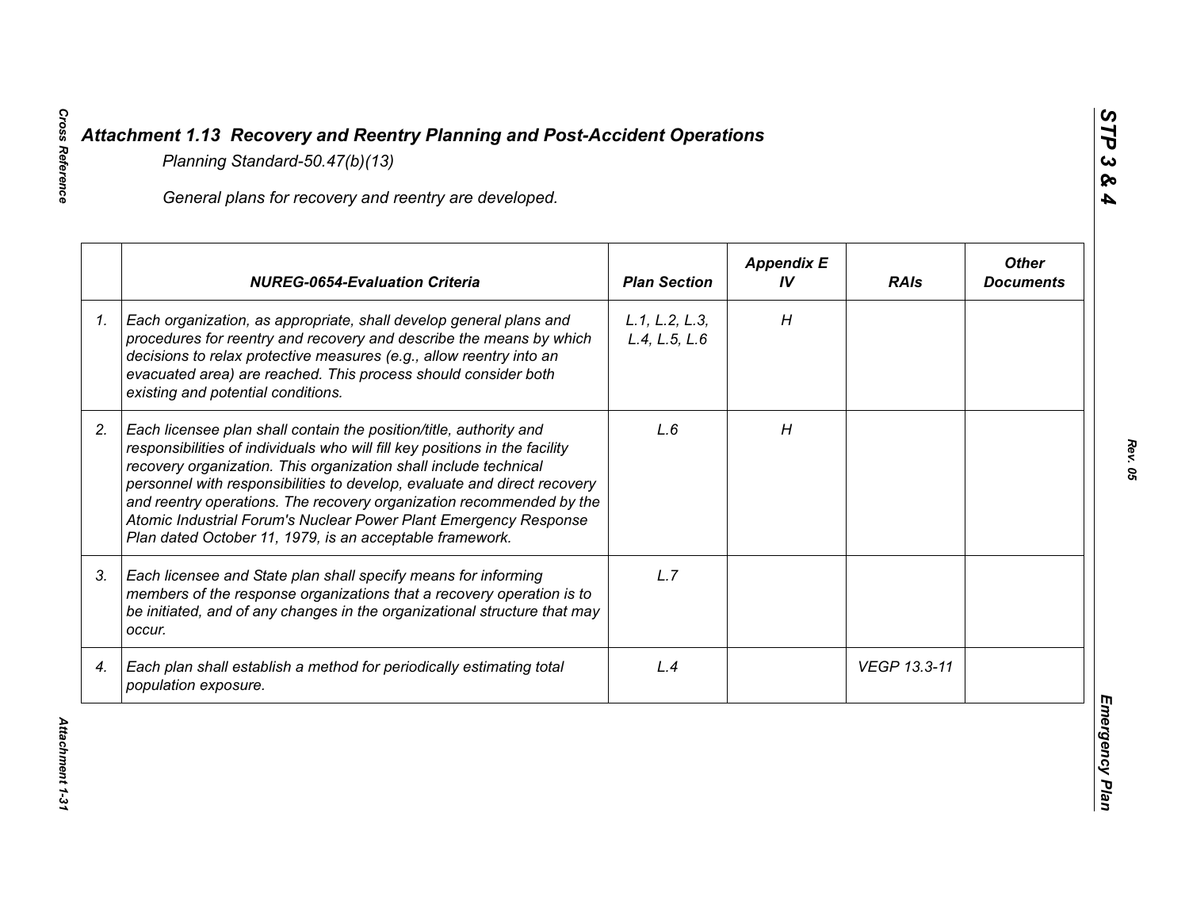## *Attachment 1.13 Recovery and Reentry Planning and Post-Accident Operations*

*Planning Standard-50.47(b)(13)*

*General plans for recovery and reentry are developed.*

| | *NUREG-0654-Evaluation Criteria* | *Plan Section* | *Appendix E IV* | *RAIs* | *Other Documents* |
|---|---|---|---|---|---|
| *1.* | *Each organization, as appropriate, shall develop general plans and procedures for reentry and recovery and describe the means by which decisions to relax protective measures (e.g., allow reentry into an evacuated area) are reached. This process should consider both existing and potential conditions.* | *L.1, L.2, L.3, L.4, L.5, L.6* | *H* | | |
| *2.* | *Each licensee plan shall contain the position/title, authority and responsibilities of individuals who will fill key positions in the facility recovery organization. This organization shall include technical personnel with responsibilities to develop, evaluate and direct recovery and reentry operations. The recovery organization recommended by the Atomic Industrial Forum's Nuclear Power Plant Emergency Response Plan dated October 11, 1979, is an acceptable framework.* | *L.6* | *H* | | |
| *3.* | *Each licensee and State plan shall specify means for informing members of the response organizations that a recovery operation is to be initiated, and of any changes in the organizational structure that may occur.* | *L.7* | | | |
| *4.* | *Each plan shall establish a method for periodically estimating total population exposure.* | *L.4* | | *VEGP 13.3-11* | |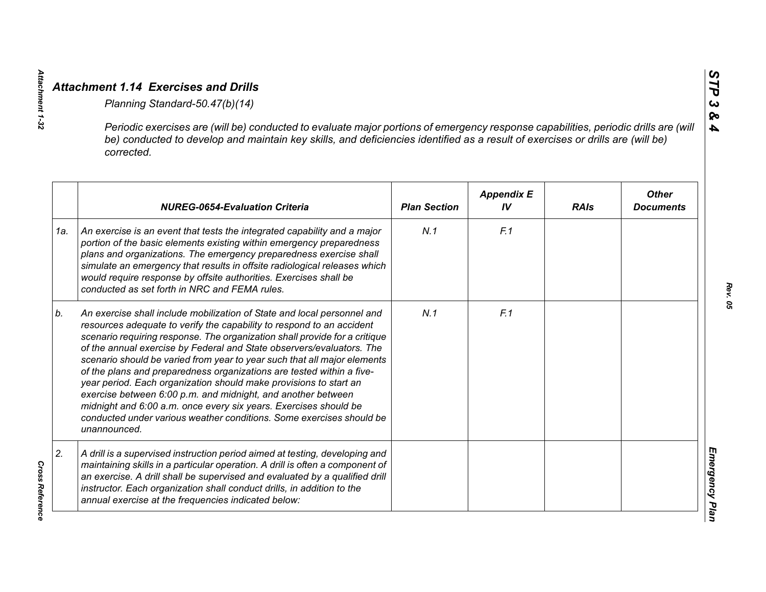## *Attachment 1.14 Exercises and Drills*

*Planning Standard-50.47(b)(14)*

*Periodic exercises are (will be) conducted to evaluate major portions of emergency response capabilities, periodic drills are (will be) conducted to develop and maintain key skills, and deficiencies identified as a result of exercises or drills are (will be) corrected.*

| | *NUREG-0654-Evaluation Criteria* | *Plan Section* | *Appendix E IV* | *RAIs* | *Other Documents* |
|---|---|---|---|---|---|
| *1a.* | *An exercise is an event that tests the integrated capability and a major portion of the basic elements existing within emergency preparedness plans and organizations. The emergency preparedness exercise shall simulate an emergency that results in offsite radiological releases which would require response by offsite authorities. Exercises shall be conducted as set forth in NRC and FEMA rules.* | *N.1* | *F.1* | | |
| *b.* | *An exercise shall include mobilization of State and local personnel and resources adequate to verify the capability to respond to an accident scenario requiring response. The organization shall provide for a critique of the annual exercise by Federal and State observers/evaluators. The scenario should be varied from year to year such that all major elements of the plans and preparedness organizations are tested within a five-year period. Each organization should make provisions to start an exercise between 6:00 p.m. and midnight, and another between midnight and 6:00 a.m. once every six years. Exercises should be conducted under various weather conditions. Some exercises should be unannounced.* | *N.1* | *F.1* | | |
| *2.* | *A drill is a supervised instruction period aimed at testing, developing and maintaining skills in a particular operation. A drill is often a component of an exercise. A drill shall be supervised and evaluated by a qualified drill instructor. Each organization shall conduct drills, in addition to the annual exercise at the frequencies indicated below:* | | | | |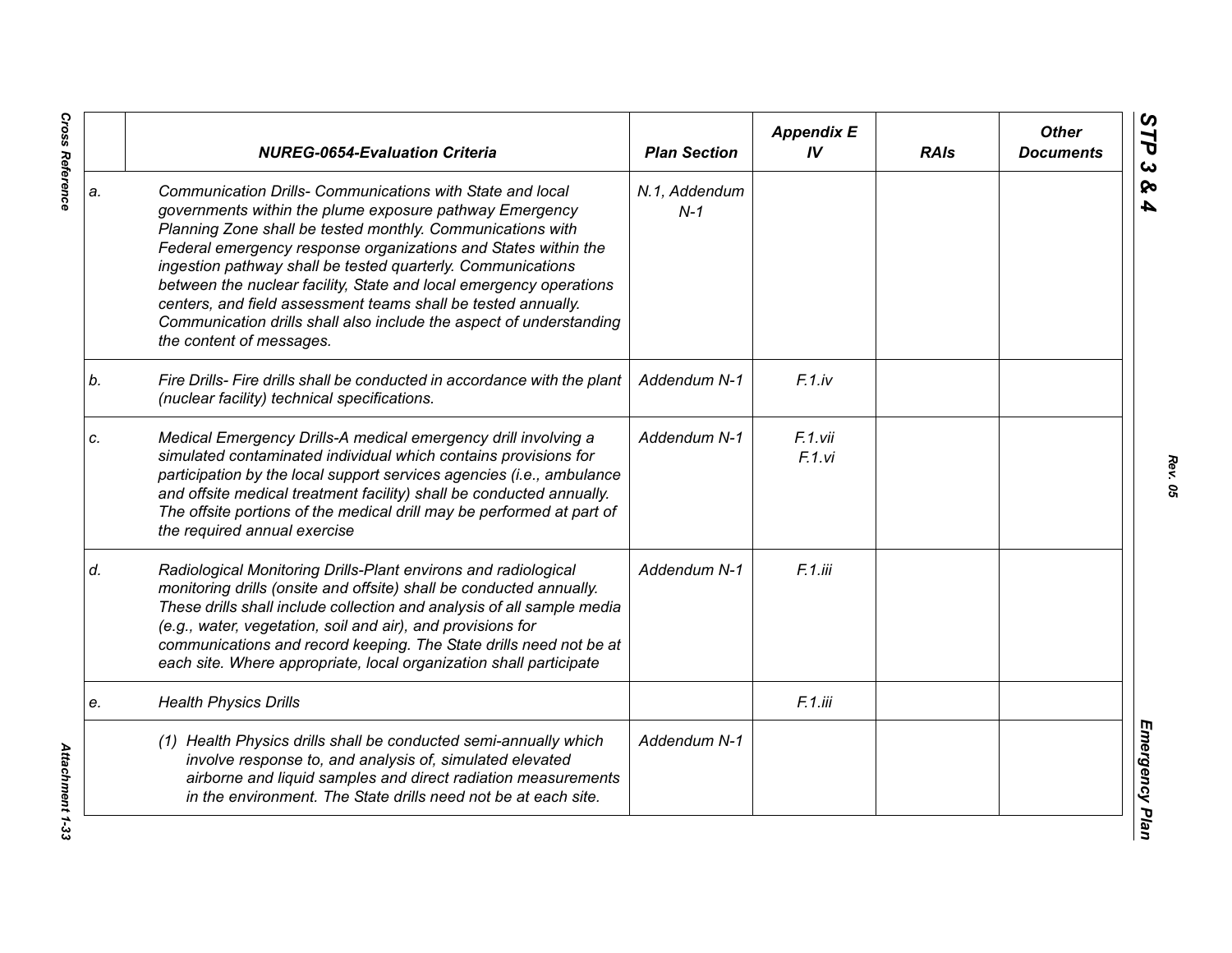| | NUREG-0654-Evaluation Criteria | Plan Section | Appendix E IV | RAIs | Other Documents |
|---|---|---|---|---|---|
| a. | *Communication Drills- Communications with State and local governments within the plume exposure pathway Emergency Planning Zone shall be tested monthly. Communications with Federal emergency response organizations and States within the ingestion pathway shall be tested quarterly. Communications between the nuclear facility, State and local emergency operations centers, and field assessment teams shall be tested annually. Communication drills shall also include the aspect of understanding the content of messages.* | *N.1, Addendum N-1* | | | |
| b. | *Fire Drills- Fire drills shall be conducted in accordance with the plant (nuclear facility) technical specifications.* | *Addendum N-1* | *F.1.iv* | | |
| c. | *Medical Emergency Drills-A medical emergency drill involving a simulated contaminated individual which contains provisions for participation by the local support services agencies (i.e., ambulance and offsite medical treatment facility) shall be conducted annually. The offsite portions of the medical drill may be performed at part of the required annual exercise* | *Addendum N-1* | *F.1.vii F.1.vi* | | |
| d. | *Radiological Monitoring Drills-Plant environs and radiological monitoring drills (onsite and offsite) shall be conducted annually. These drills shall include collection and analysis of all sample media (e.g., water, vegetation, soil and air), and provisions for communications and record keeping. The State drills need not be at each site. Where appropriate, local organization shall participate* | *Addendum N-1* | *F.1.iii* | | |
| e. | *Health Physics Drills* | | *F.1.iii* | | |
| | *(1) Health Physics drills shall be conducted semi-annually which involve response to, and analysis of, simulated elevated airborne and liquid samples and direct radiation measurements in the environment. The State drills need not be at each site.* | *Addendum N-1* | | | |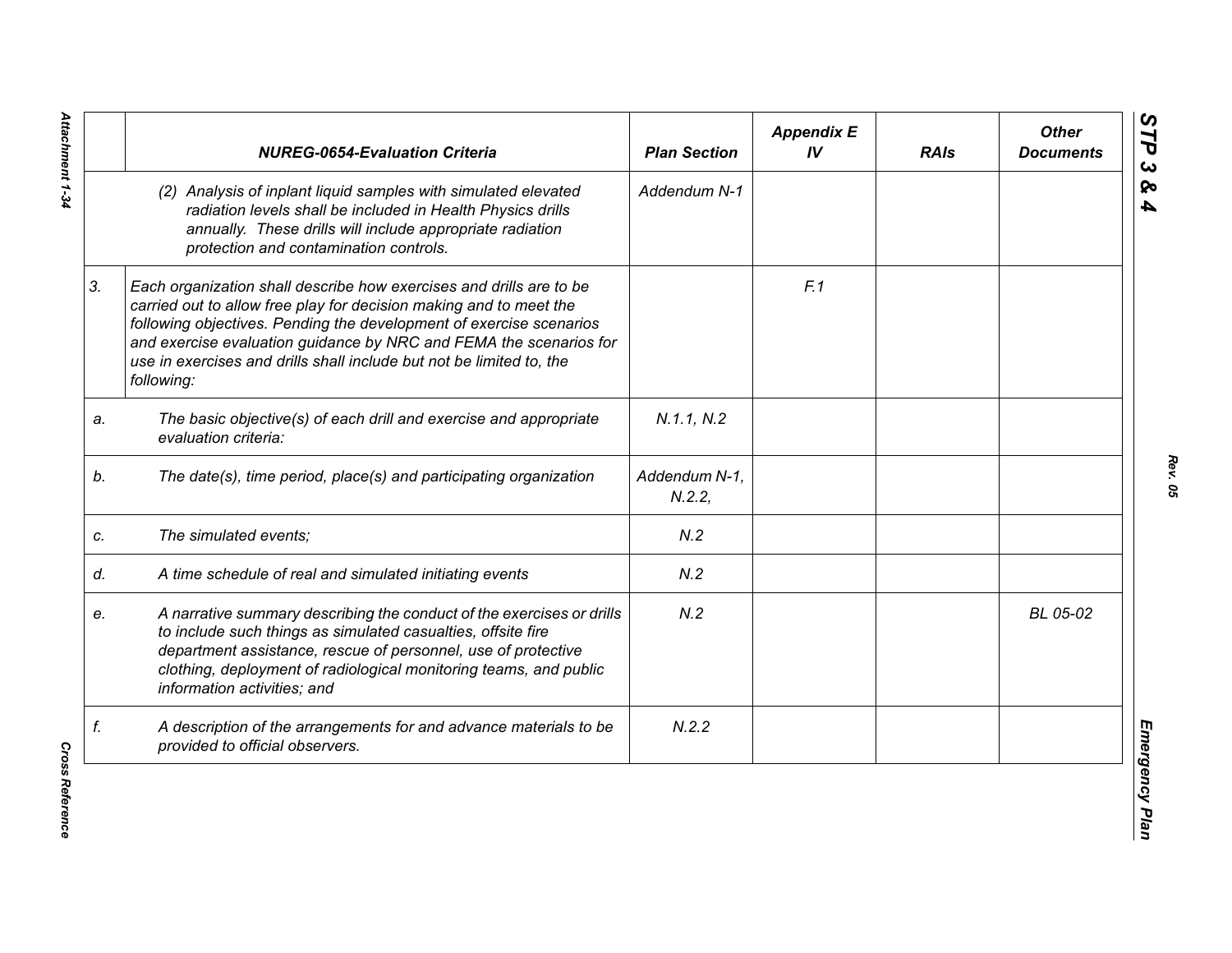| | NUREG-0654-Evaluation Criteria | Plan Section | Appendix E IV | RAIs | Other Documents |
|---|---|---|---|---|---|
| | *(2) Analysis of inplant liquid samples with simulated elevated radiation levels shall be included in Health Physics drills annually. These drills will include appropriate radiation protection and contamination controls.* | *Addendum N-1* | | | |
| *3.* | *Each organization shall describe how exercises and drills are to be carried out to allow free play for decision making and to meet the following objectives. Pending the development of exercise scenarios and exercise evaluation guidance by NRC and FEMA the scenarios for use in exercises and drills shall include but not be limited to, the following:* | | *F.1* | | |
| *a.* | *The basic objective(s) of each drill and exercise and appropriate evaluation criteria:* | *N.1.1, N.2* | | | |
| *b.* | *The date(s), time period, place(s) and participating organization* | *Addendum N-1, N.2.2,* | | | |
| *c.* | *The simulated events;* | *N.2* | | | |
| *d.* | *A time schedule of real and simulated initiating events* | *N.2* | | | |
| *e.* | *A narrative summary describing the conduct of the exercises or drills to include such things as simulated casualties, offsite fire department assistance, rescue of personnel, use of protective clothing, deployment of radiological monitoring teams, and public information activities; and* | *N.2* | | | *BL 05-02* |
| *f.* | *A description of the arrangements for and advance materials to be provided to official observers.* | *N.2.2* | | | |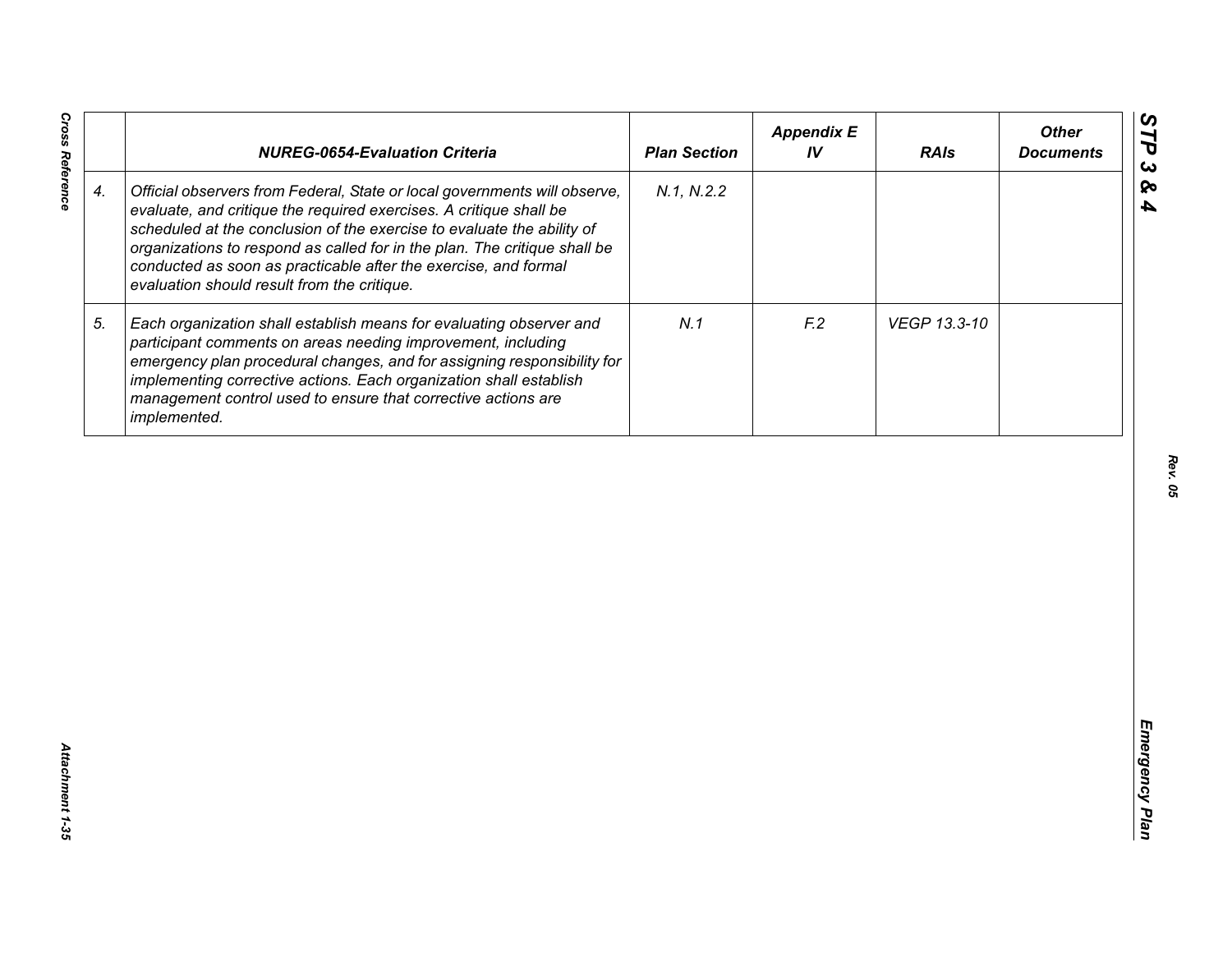| | *NUREG-0654-Evaluation Criteria* | *Plan Section* | *Appendix E IV* | *RAIs* | *Other Documents* |
|---|---|---|---|---|---|
| *4.* | *Official observers from Federal, State or local governments will observe, evaluate, and critique the required exercises. A critique shall be scheduled at the conclusion of the exercise to evaluate the ability of organizations to respond as called for in the plan. The critique shall be conducted as soon as practicable after the exercise, and formal evaluation should result from the critique.* | *N.1, N.2.2* | | | |
| *5.* | *Each organization shall establish means for evaluating observer and participant comments on areas needing improvement, including emergency plan procedural changes, and for assigning responsibility for implementing corrective actions. Each organization shall establish management control used to ensure that corrective actions are implemented.* | *N.1* | *F.2* | *VEGP 13.3-10* | |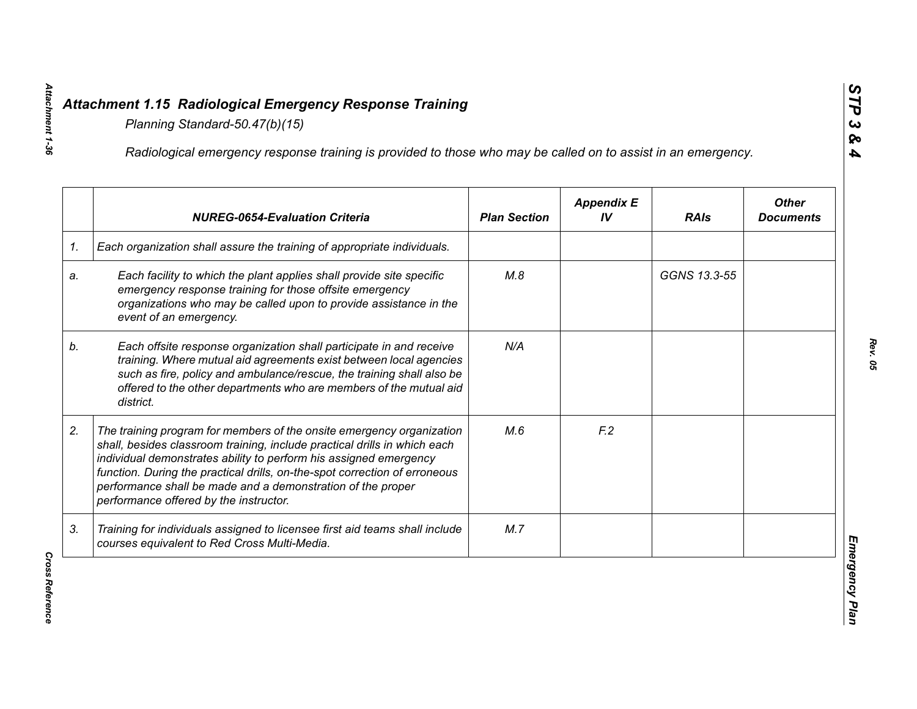## *Attachment 1.15 Radiological Emergency Response Training*

*Planning Standard-50.47(b)(15)*

*Radiological emergency response training is provided to those who may be called on to assist in an emergency.*

| | ***NUREG-0654-Evaluation Criteria*** | ***Plan Section*** | ***Appendix E IV*** | ***RAIs*** | ***Other Documents*** |
|---|---|---|---|---|---|
| *1.* | *Each organization shall assure the training of appropriate individuals.* | | | | |
| *a.* | *Each facility to which the plant applies shall provide site specific emergency response training for those offsite emergency organizations who may be called upon to provide assistance in the event of an emergency.* | *M.8* | | *GGNS 13.3-55* | |
| *b.* | *Each offsite response organization shall participate in and receive training. Where mutual aid agreements exist between local agencies such as fire, policy and ambulance/rescue, the training shall also be offered to the other departments who are members of the mutual aid district.* | *N/A* | | | |
| *2.* | *The training program for members of the onsite emergency organization shall, besides classroom training, include practical drills in which each individual demonstrates ability to perform his assigned emergency function. During the practical drills, on-the-spot correction of erroneous performance shall be made and a demonstration of the proper performance offered by the instructor.* | *M.6* | *F.2* | | |
| *3.* | *Training for individuals assigned to licensee first aid teams shall include courses equivalent to Red Cross Multi-Media.* | *M.7* | | | |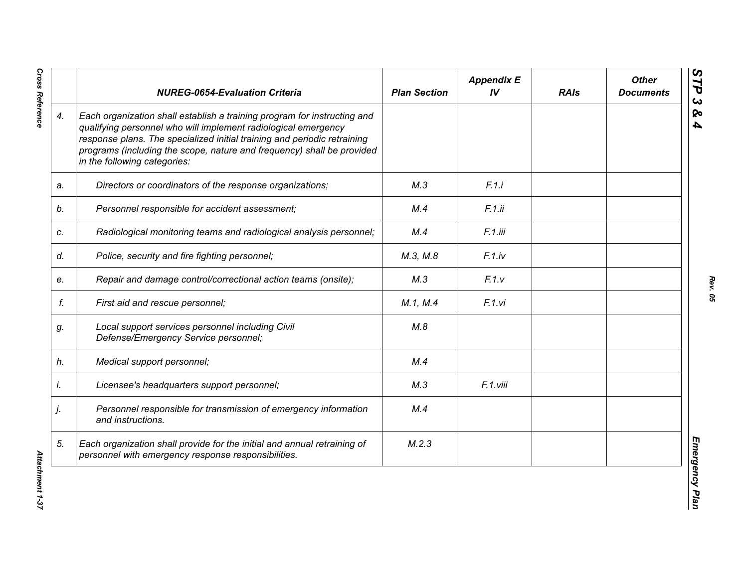| | *NUREG-0654-Evaluation Criteria* | *Plan Section* | *Appendix E IV* | *RAIs* | *Other Documents* |
|---|---|---|---|---|---|
| *4.* | *Each organization shall establish a training program for instructing and qualifying personnel who will implement radiological emergency response plans. The specialized initial training and periodic retraining programs (including the scope, nature and frequency) shall be provided in the following categories:* | | | | |
| *a.* | *Directors or coordinators of the response organizations;* | *M.3* | *F.1.i* | | |
| *b.* | *Personnel responsible for accident assessment;* | *M.4* | *F.1.ii* | | |
| *c.* | *Radiological monitoring teams and radiological analysis personnel;* | *M.4* | *F.1.iii* | | |
| *d.* | *Police, security and fire fighting personnel;* | *M.3, M.8* | *F.1.iv* | | |
| *e.* | *Repair and damage control/correctional action teams (onsite);* | *M.3* | *F.1.v* | | |
| *f.* | *First aid and rescue personnel;* | *M.1, M.4* | *F.1.vi* | | |
| *g.* | *Local support services personnel including Civil Defense/Emergency Service personnel;* | *M.8* | | | |
| *h.* | *Medical support personnel;* | *M.4* | | | |
| *i.* | *Licensee's headquarters support personnel;* | *M.3* | *F.1.viii* | | |
| *j.* | *Personnel responsible for transmission of emergency information and instructions.* | *M.4* | | | |
| *5.* | *Each organization shall provide for the initial and annual retraining of personnel with emergency response responsibilities.* | *M.2.3* | | | |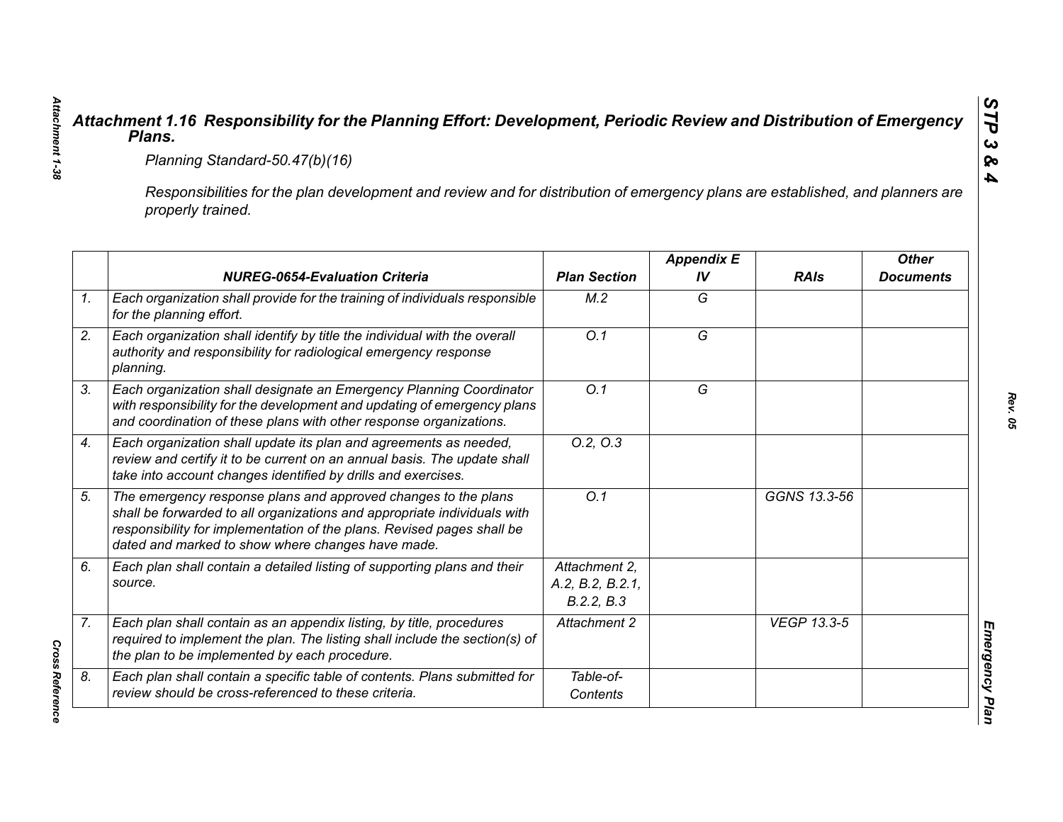# *Attachment 1.16 Responsibility for the Planning Effort: Development, Periodic Review and Distribution of Emergency Plans.*

*Planning Standard-50.47(b)(16)*

*Responsibilities for the plan development and review and for distribution of emergency plans are established, and planners are properly trained.*

| | NUREG-0654-Evaluation Criteria | Plan Section | Appendix E IV | RAIs | Other Documents |
|---|---|---|---|---|---|
| 1. | Each organization shall provide for the training of individuals responsible for the planning effort. | M.2 | G | | |
| 2. | Each organization shall identify by title the individual with the overall authority and responsibility for radiological emergency response planning. | O.1 | G | | |
| 3. | Each organization shall designate an Emergency Planning Coordinator with responsibility for the development and updating of emergency plans and coordination of these plans with other response organizations. | O.1 | G | | |
| 4. | Each organization shall update its plan and agreements as needed, review and certify it to be current on an annual basis. The update shall take into account changes identified by drills and exercises. | O.2, O.3 | | | |
| 5. | The emergency response plans and approved changes to the plans shall be forwarded to all organizations and appropriate individuals with responsibility for implementation of the plans. Revised pages shall be dated and marked to show where changes have made. | O.1 | | GGNS 13.3-56 | |
| 6. | Each plan shall contain a detailed listing of supporting plans and their source. | Attachment 2, A.2, B.2, B.2.1, B.2.2, B.3 | | | |
| 7. | Each plan shall contain as an appendix listing, by title, procedures required to implement the plan. The listing shall include the section(s) of the plan to be implemented by each procedure. | Attachment 2 | | VEGP 13.3-5 | |
| 8. | Each plan shall contain a specific table of contents. Plans submitted for review should be cross-referenced to these criteria. | Table-of-Contents | | | |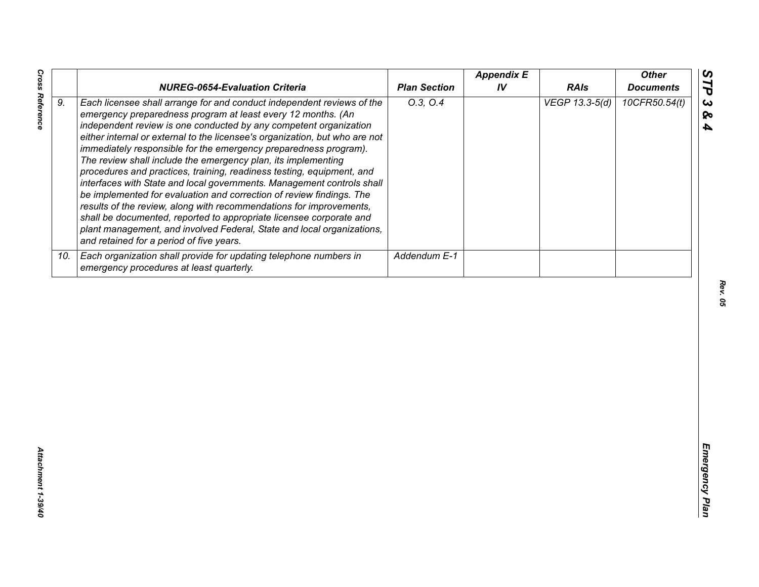| | NUREG-0654-Evaluation Criteria | Plan Section | Appendix E IV | RAIs | Other Documents |
|---|---|---|---|---|---|
| 9. | *Each licensee shall arrange for and conduct independent reviews of the emergency preparedness program at least every 12 months. (An independent review is one conducted by any competent organization either internal or external to the licensee's organization, but who are not immediately responsible for the emergency preparedness program). The review shall include the emergency plan, its implementing procedures and practices, training, readiness testing, equipment, and interfaces with State and local governments. Management controls shall be implemented for evaluation and correction of review findings. The results of the review, along with recommendations for improvements, shall be documented, reported to appropriate licensee corporate and plant management, and involved Federal, State and local organizations, and retained for a period of five years.* | *O.3, O.4* | | *VEGP 13.3-5(d)* | *10CFR50.54(t)* |
| 10. | *Each organization shall provide for updating telephone numbers in emergency procedures at least quarterly.* | *Addendum E-1* | | | |